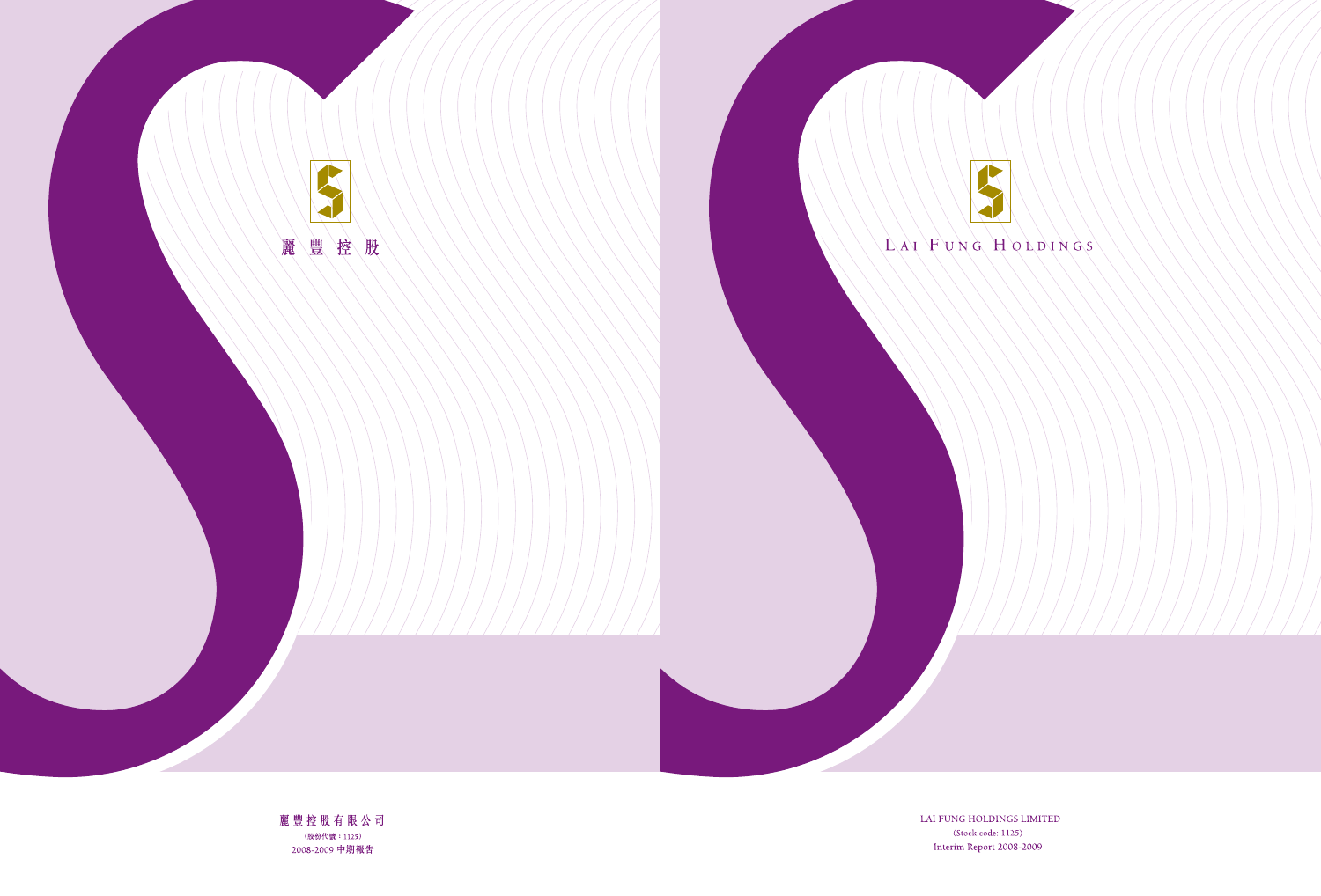麗 豐 控 股

麗豐控股有限公司

（股份代號：1125）

2008-2009 中期報告

LAI FUNG HOLDINGS

LAI FUNG HOLDINGS LIMITED

(Stock code: 1125)

Interim Report 2008-2009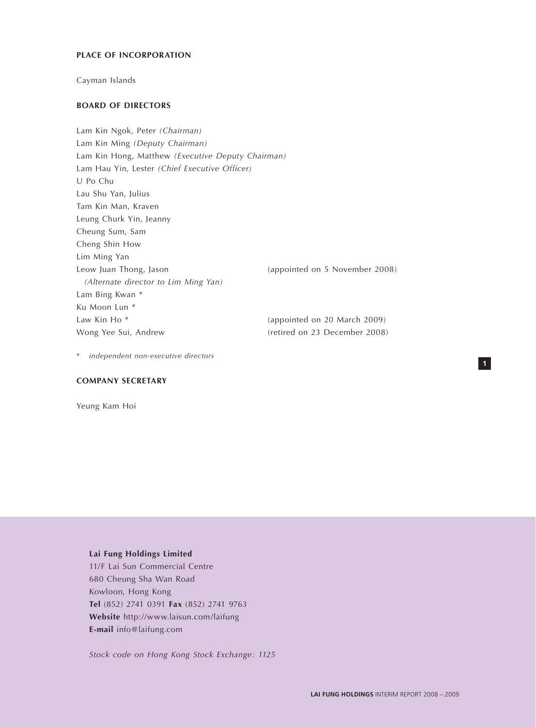## PLACE OF INCORPORATION

Cayman Islands

## BOARD OF DIRECTORS

Lam Kin Ngok, Peter *(Chairman)*
Lam Kin Ming *(Deputy Chairman)*
Lam Kin Hong, Matthew *(Executive Deputy Chairman)*
Lam Hau Yin, Lester *(Chief Executive Officer)*
U Po Chu
Lau Shu Yan, Julius
Tam Kin Man, Kraven
Leung Churk Yin, Jeanny
Cheung Sum, Sam
Cheng Shin How
Lim Ming Yan
Leow Juan Thong, Jason (appointed on 5 November 2008)
  *(Alternate director to Lim Ming Yan)*
Lam Bing Kwan *
Ku Moon Lun *
Law Kin Ho * (appointed on 20 March 2009)
Wong Yee Sui, Andrew (retired on 23 December 2008)

* *independent non-executive directors*

## COMPANY SECRETARY

Yeung Kam Hoi

**Lai Fung Holdings Limited**
11/F Lai Sun Commercial Centre
680 Cheung Sha Wan Road
Kowloon, Hong Kong
**Tel** (852) 2741 0391 **Fax** (852) 2741 9763
**Website** http://www.laisun.com/laifung
**E-mail** info@laifung.com

*Stock code on Hong Kong Stock Exchange: 1125*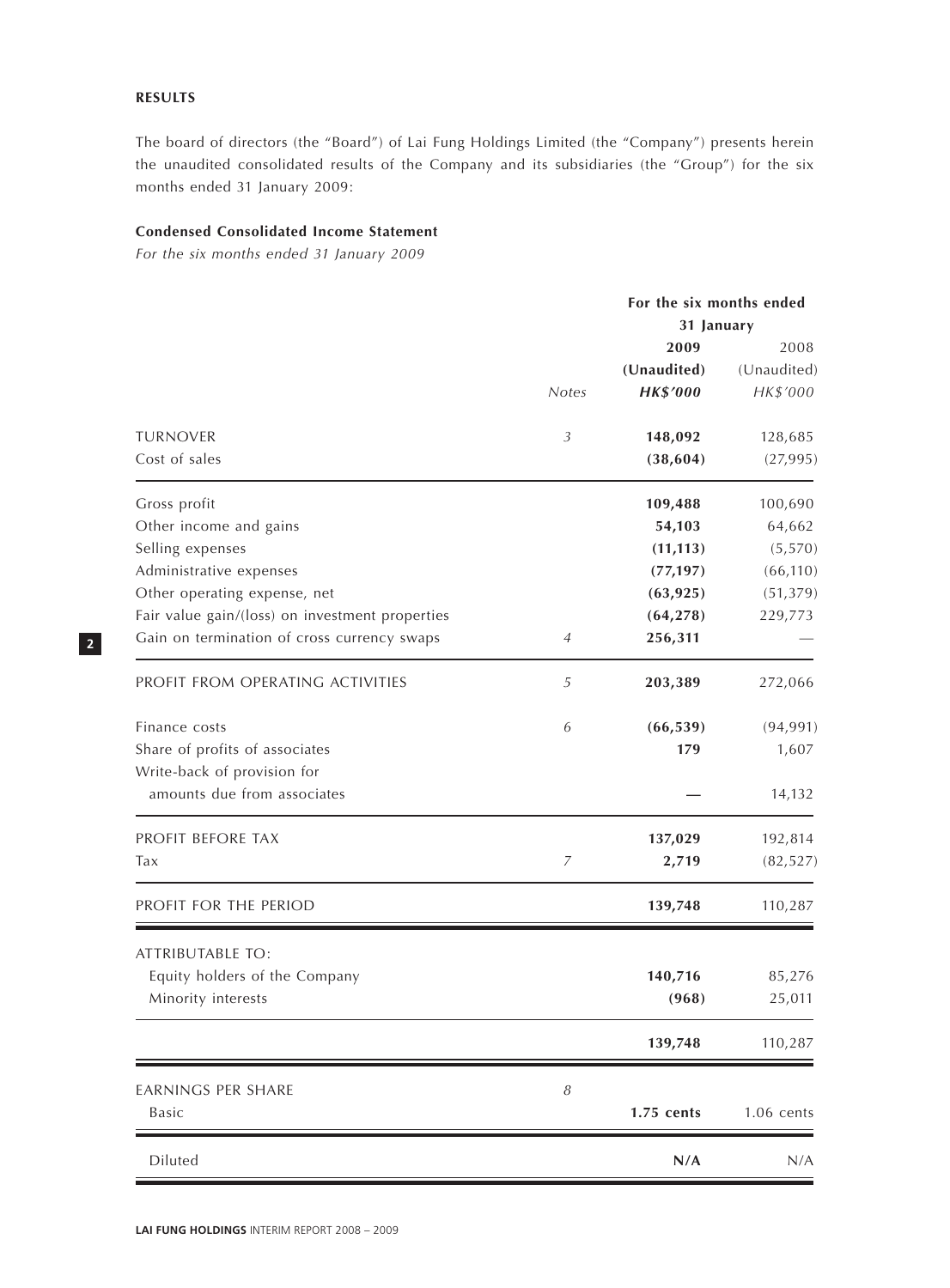## RESULTS

The board of directors (the "Board") of Lai Fung Holdings Limited (the "Company") presents herein the unaudited consolidated results of the Company and its subsidiaries (the "Group") for the six months ended 31 January 2009:

### Condensed Consolidated Income Statement

*For the six months ended 31 January 2009*

| | Notes | For the six months ended 31 January 2009 (Unaudited) **HK$'000** | 2008 (Unaudited) *HK$'000* |
|---|---|---|---|
| TURNOVER | *3* | **148,092** | 128,685 |
| Cost of sales | | **(38,604)** | (27,995) |
| Gross profit | | **109,488** | 100,690 |
| Other income and gains | | **54,103** | 64,662 |
| Selling expenses | | **(11,113)** | (5,570) |
| Administrative expenses | | **(77,197)** | (66,110) |
| Other operating expense, net | | **(63,925)** | (51,379) |
| Fair value gain/(loss) on investment properties | | **(64,278)** | 229,773 |
| Gain on termination of cross currency swaps | *4* | **256,311** | — |
| PROFIT FROM OPERATING ACTIVITIES | *5* | **203,389** | 272,066 |
| Finance costs | *6* | **(66,539)** | (94,991) |
| Share of profits of associates | | **179** | 1,607 |
| Write-back of provision for amounts due from associates | | **—** | 14,132 |
| PROFIT BEFORE TAX | | **137,029** | 192,814 |
| Tax | *7* | **2,719** | (82,527) |
| PROFIT FOR THE PERIOD | | **139,748** | 110,287 |
| ATTRIBUTABLE TO: | | | |
| Equity holders of the Company | | **140,716** | 85,276 |
| Minority interests | | **(968)** | 25,011 |
| | | **139,748** | 110,287 |
| EARNINGS PER SHARE | *8* | | |
| Basic | | **1.75 cents** | 1.06 cents |
| Diluted | | **N/A** | N/A |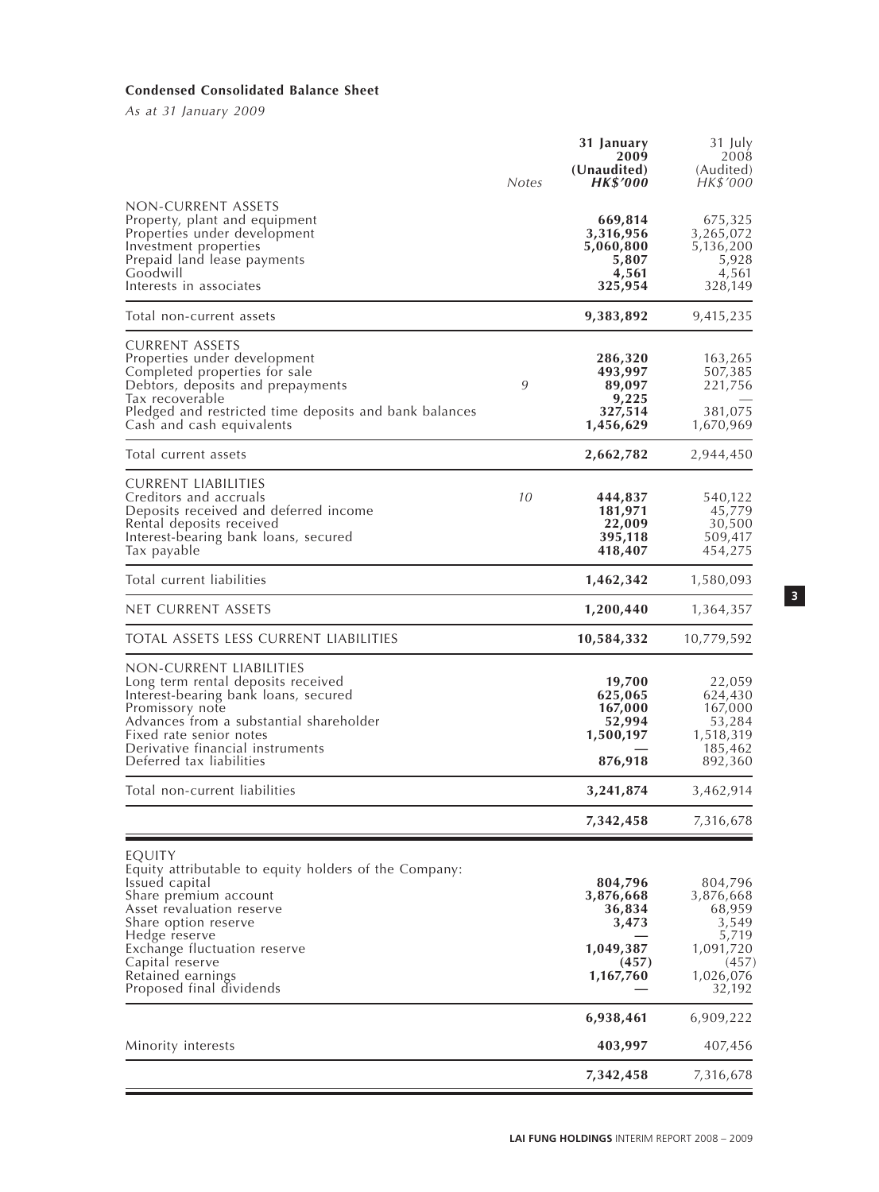**Condensed Consolidated Balance Sheet**

*As at 31 January 2009*

| | Notes | **31 January 2009 (Unaudited) *HK$'000*** | 31 July 2008 (Audited) *HK$'000* |
|---|---|---|---|
| NON-CURRENT ASSETS | | | |
| Property, plant and equipment | | **669,814** | 675,325 |
| Properties under development | | **3,316,956** | 3,265,072 |
| Investment properties | | **5,060,800** | 5,136,200 |
| Prepaid land lease payments | | **5,807** | 5,928 |
| Goodwill | | **4,561** | 4,561 |
| Interests in associates | | **325,954** | 328,149 |
| Total non-current assets | | **9,383,892** | 9,415,235 |
| CURRENT ASSETS | | | |
| Properties under development | | **286,320** | 163,265 |
| Completed properties for sale | | **493,997** | 507,385 |
| Debtors, deposits and prepayments | 9 | **89,097** | 221,756 |
| Tax recoverable | | **9,225** | — |
| Pledged and restricted time deposits and bank balances | | **327,514** | 381,075 |
| Cash and cash equivalents | | **1,456,629** | 1,670,969 |
| Total current assets | | **2,662,782** | 2,944,450 |
| CURRENT LIABILITIES | | | |
| Creditors and accruals | 10 | **444,837** | 540,122 |
| Deposits received and deferred income | | **181,971** | 45,779 |
| Rental deposits received | | **22,009** | 30,500 |
| Interest-bearing bank loans, secured | | **395,118** | 509,417 |
| Tax payable | | **418,407** | 454,275 |
| Total current liabilities | | **1,462,342** | 1,580,093 |
| NET CURRENT ASSETS | | **1,200,440** | 1,364,357 |
| TOTAL ASSETS LESS CURRENT LIABILITIES | | **10,584,332** | 10,779,592 |
| NON-CURRENT LIABILITIES | | | |
| Long term rental deposits received | | **19,700** | 22,059 |
| Interest-bearing bank loans, secured | | **625,065** | 624,430 |
| Promissory note | | **167,000** | 167,000 |
| Advances from a substantial shareholder | | **52,994** | 53,284 |
| Fixed rate senior notes | | **1,500,197** | 1,518,319 |
| Derivative financial instruments | | **—** | 185,462 |
| Deferred tax liabilities | | **876,918** | 892,360 |
| Total non-current liabilities | | **3,241,874** | 3,462,914 |
| | | **7,342,458** | 7,316,678 |
| EQUITY | | | |
| Equity attributable to equity holders of the Company: | | | |
| Issued capital | | **804,796** | 804,796 |
| Share premium account | | **3,876,668** | 3,876,668 |
| Asset revaluation reserve | | **36,834** | 68,959 |
| Share option reserve | | **3,473** | 3,549 |
| Hedge reserve | | **—** | 5,719 |
| Exchange fluctuation reserve | | **1,049,387** | 1,091,720 |
| Capital reserve | | **(457)** | (457) |
| Retained earnings | | **1,167,760** | 1,026,076 |
| Proposed final dividends | | **—** | 32,192 |
| | | **6,938,461** | 6,909,222 |
| Minority interests | | **403,997** | 407,456 |
| | | **7,342,458** | 7,316,678 |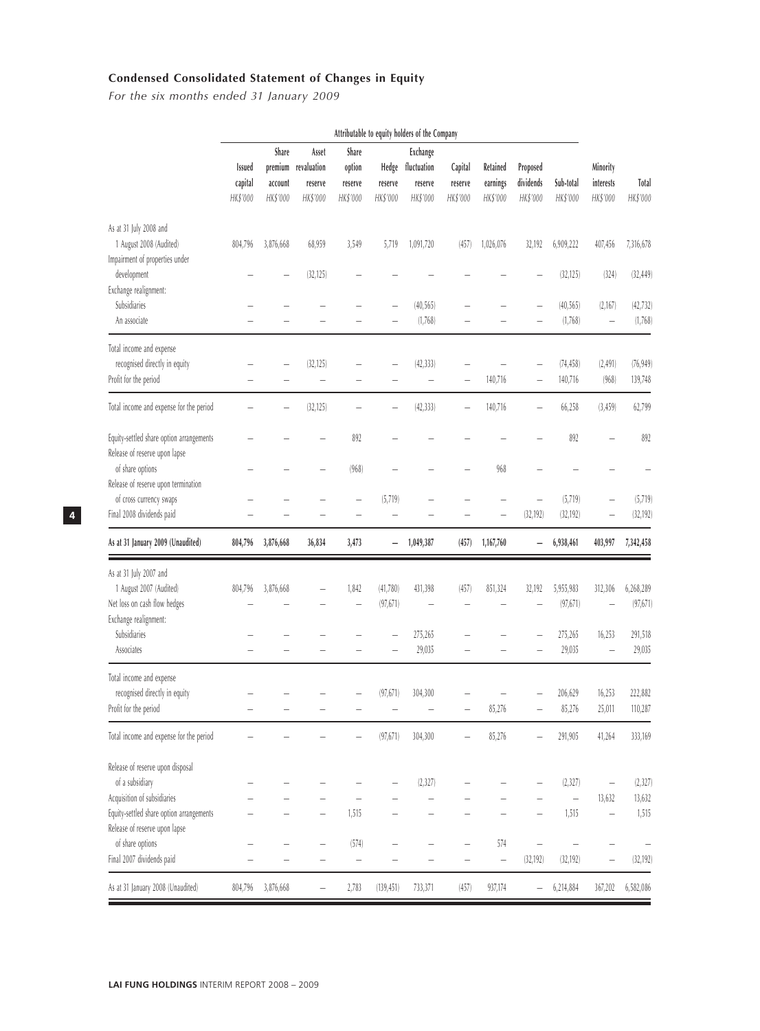## Condensed Consolidated Statement of Changes in Equity

*For the six months ended 31 January 2009*

| | Attributable to equity holders of the Company | | | | | | | | | | | |
|---|---|---|---|---|---|---|---|---|---|---|---|---|
| | Issued capital | Share premium account | Asset revaluation reserve | Share option reserve | Hedge reserve | Exchange fluctuation reserve | Capital reserve | Retained earnings | Proposed dividends | Sub-total | Minority interests | Total |
| | *HK$'000* | *HK$'000* | *HK$'000* | *HK$'000* | *HK$'000* | *HK$'000* | *HK$'000* | *HK$'000* | *HK$'000* | *HK$'000* | *HK$'000* | *HK$'000* |
| As at 31 July 2008 and 1 August 2008 (Audited) | 804,796 | 3,876,668 | 68,959 | 3,549 | 5,719 | 1,091,720 | (457) | 1,026,076 | 32,192 | 6,909,222 | 407,456 | 7,316,678 |
| Impairment of properties under development | – | – | (32,125) | – | – | – | – | – | – | (32,125) | (324) | (32,449) |
| Exchange realignment: | | | | | | | | | | | | |
| Subsidiaries | – | – | – | – | – | (40,565) | – | – | – | (40,565) | (2,167) | (42,732) |
| An associate | – | – | – | – | – | (1,768) | – | – | – | (1,768) | – | (1,768) |
| Total income and expense recognised directly in equity | – | – | (32,125) | – | – | (42,333) | – | – | – | (74,458) | (2,491) | (76,949) |
| Profit for the period | – | – | – | – | – | – | – | 140,716 | – | 140,716 | (968) | 139,748 |
| Total income and expense for the period | – | – | (32,125) | – | – | (42,333) | – | 140,716 | – | 66,258 | (3,459) | 62,799 |
| Equity-settled share option arrangements | – | – | – | 892 | – | – | – | – | – | 892 | – | 892 |
| Release of reserve upon lapse of share options | – | – | – | (968) | – | – | – | 968 | – | – | – | – |
| Release of reserve upon termination of cross currency swaps | – | – | – | – | (5,719) | – | – | – | – | (5,719) | – | (5,719) |
| Final 2008 dividends paid | – | – | – | – | – | – | – | – | (32,192) | (32,192) | – | (32,192) |
| **As at 31 January 2009 (Unaudited)** | **804,796** | **3,876,668** | **36,834** | **3,473** | **–** | **1,049,387** | **(457)** | **1,167,760** | **–** | **6,938,461** | **403,997** | **7,342,458** |
| As at 31 July 2007 and 1 August 2007 (Audited) | 804,796 | 3,876,668 | – | 1,842 | (41,780) | 431,398 | (457) | 851,324 | 32,192 | 5,955,983 | 312,306 | 6,268,289 |
| Net loss on cash flow hedges | – | – | – | – | (97,671) | – | – | – | – | (97,671) | – | (97,671) |
| Exchange realignment: | | | | | | | | | | | | |
| Subsidiaries | – | – | – | – | – | 275,265 | – | – | – | 275,265 | 16,253 | 291,518 |
| Associates | – | – | – | – | – | 29,035 | – | – | – | 29,035 | – | 29,035 |
| Total income and expense recognised directly in equity | – | – | – | – | (97,671) | 304,300 | – | – | – | 206,629 | 16,253 | 222,882 |
| Profit for the period | – | – | – | – | – | – | – | 85,276 | – | 85,276 | 25,011 | 110,287 |
| Total income and expense for the period | – | – | – | – | (97,671) | 304,300 | – | 85,276 | – | 291,905 | 41,264 | 333,169 |
| Release of reserve upon disposal of a subsidiary | – | – | – | – | – | (2,327) | – | – | – | (2,327) | – | (2,327) |
| Acquisition of subsidiaries | – | – | – | – | – | – | – | – | – | – | 13,632 | 13,632 |
| Equity-settled share option arrangements | – | – | – | 1,515 | – | – | – | – | – | 1,515 | – | 1,515 |
| Release of reserve upon lapse of share options | – | – | – | (574) | – | – | – | 574 | – | – | – | – |
| Final 2007 dividends paid | – | – | – | – | – | – | – | – | (32,192) | (32,192) | – | (32,192) |
| As at 31 January 2008 (Unaudited) | 804,796 | 3,876,668 | – | 2,783 | (139,451) | 733,371 | (457) | 937,174 | – | 6,214,884 | 367,202 | 6,582,086 |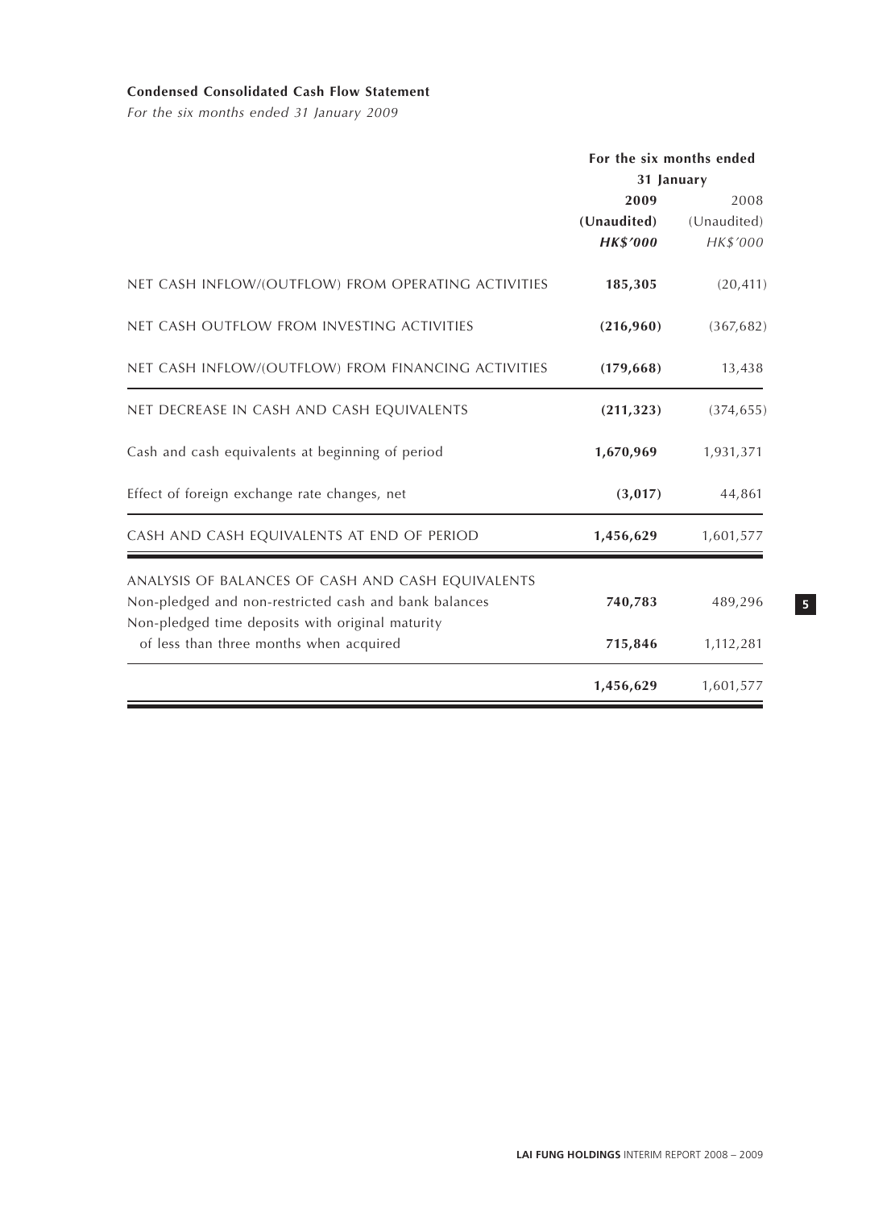**Condensed Consolidated Cash Flow Statement**

*For the six months ended 31 January 2009*

| | For the six months ended 31 January | |
|---|---|---|
| | **2009** | 2008 |
| | **(Unaudited)** | (Unaudited) |
| | ***HK$'000*** | *HK$'000* |
| NET CASH INFLOW/(OUTFLOW) FROM OPERATING ACTIVITIES | **185,305** | (20,411) |
| NET CASH OUTFLOW FROM INVESTING ACTIVITIES | **(216,960)** | (367,682) |
| NET CASH INFLOW/(OUTFLOW) FROM FINANCING ACTIVITIES | **(179,668)** | 13,438 |
| NET DECREASE IN CASH AND CASH EQUIVALENTS | **(211,323)** | (374,655) |
| Cash and cash equivalents at beginning of period | **1,670,969** | 1,931,371 |
| Effect of foreign exchange rate changes, net | **(3,017)** | 44,861 |
| CASH AND CASH EQUIVALENTS AT END OF PERIOD | **1,456,629** | 1,601,577 |
| ANALYSIS OF BALANCES OF CASH AND CASH EQUIVALENTS | | |
| Non-pledged and non-restricted cash and bank balances | **740,783** | 489,296 |
| Non-pledged time deposits with original maturity of less than three months when acquired | **715,846** | 1,112,281 |
| | **1,456,629** | 1,601,577 |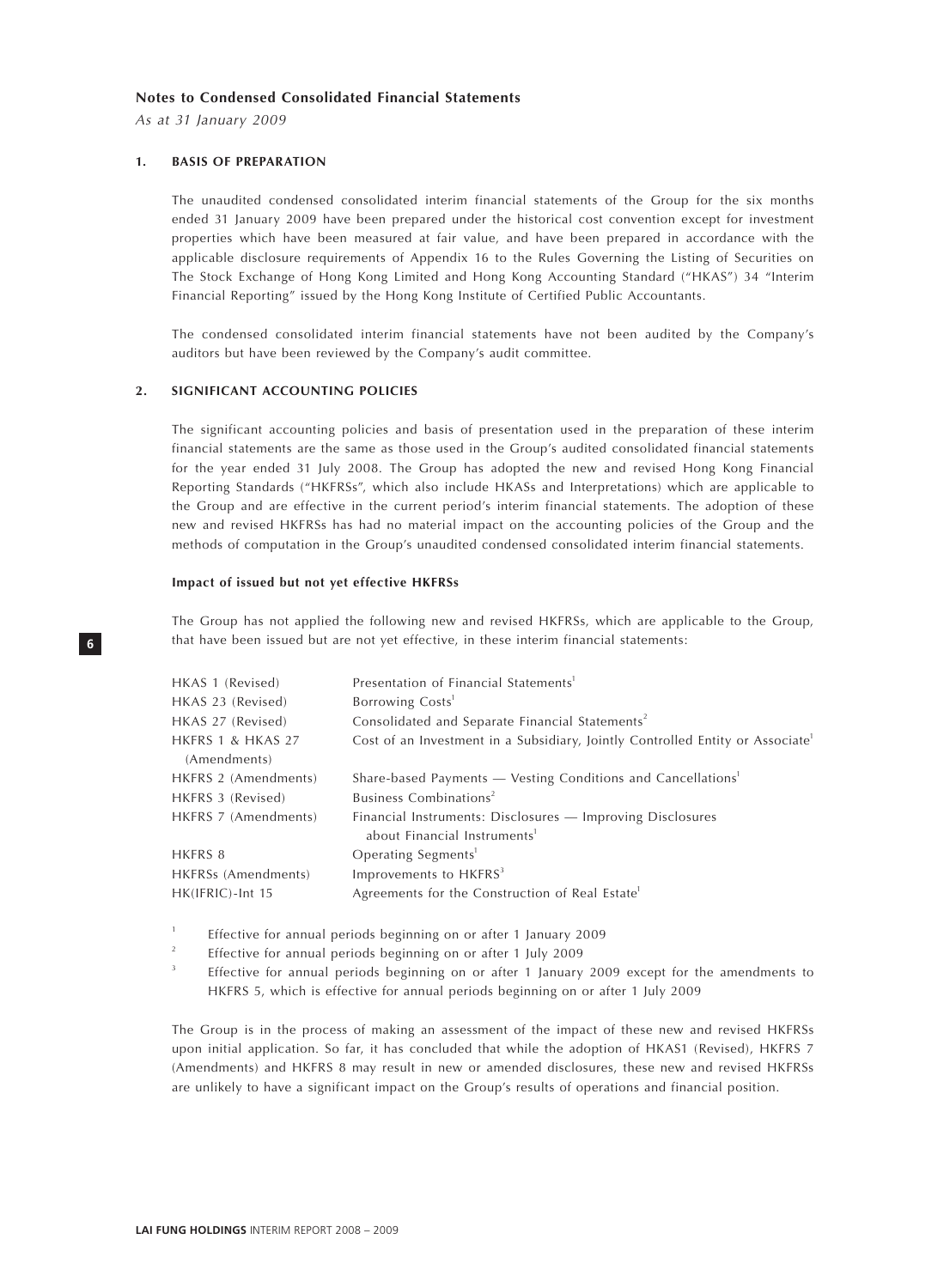# Notes to Condensed Consolidated Financial Statements

*As at 31 January 2009*

## 1. BASIS OF PREPARATION

The unaudited condensed consolidated interim financial statements of the Group for the six months ended 31 January 2009 have been prepared under the historical cost convention except for investment properties which have been measured at fair value, and have been prepared in accordance with the applicable disclosure requirements of Appendix 16 to the Rules Governing the Listing of Securities on The Stock Exchange of Hong Kong Limited and Hong Kong Accounting Standard ("HKAS") 34 "Interim Financial Reporting" issued by the Hong Kong Institute of Certified Public Accountants.

The condensed consolidated interim financial statements have not been audited by the Company's auditors but have been reviewed by the Company's audit committee.

## 2. SIGNIFICANT ACCOUNTING POLICIES

The significant accounting policies and basis of presentation used in the preparation of these interim financial statements are the same as those used in the Group's audited consolidated financial statements for the year ended 31 July 2008. The Group has adopted the new and revised Hong Kong Financial Reporting Standards ("HKFRSs", which also include HKASs and Interpretations) which are applicable to the Group and are effective in the current period's interim financial statements. The adoption of these new and revised HKFRSs has had no material impact on the accounting policies of the Group and the methods of computation in the Group's unaudited condensed consolidated interim financial statements.

### Impact of issued but not yet effective HKFRSs

The Group has not applied the following new and revised HKFRSs, which are applicable to the Group, that have been issued but are not yet effective, in these interim financial statements:

| | |
|---|---|
| HKAS 1 (Revised) | Presentation of Financial Statements[1] |
| HKAS 23 (Revised) | Borrowing Costs[1] |
| HKAS 27 (Revised) | Consolidated and Separate Financial Statements[2] |
| HKFRS 1 & HKAS 27 (Amendments) | Cost of an Investment in a Subsidiary, Jointly Controlled Entity or Associate[1] |
| HKFRS 2 (Amendments) | Share-based Payments — Vesting Conditions and Cancellations[1] |
| HKFRS 3 (Revised) | Business Combinations[2] |
| HKFRS 7 (Amendments) | Financial Instruments: Disclosures — Improving Disclosures about Financial Instruments[1] |
| HKFRS 8 | Operating Segments[1] |
| HKFRSs (Amendments) | Improvements to HKFRS[3] |
| HK(IFRIC)-Int 15 | Agreements for the Construction of Real Estate[1] |

[1] Effective for annual periods beginning on or after 1 January 2009

[2] Effective for annual periods beginning on or after 1 July 2009

[3] Effective for annual periods beginning on or after 1 January 2009 except for the amendments to HKFRS 5, which is effective for annual periods beginning on or after 1 July 2009

The Group is in the process of making an assessment of the impact of these new and revised HKFRSs upon initial application. So far, it has concluded that while the adoption of HKAS1 (Revised), HKFRS 7 (Amendments) and HKFRS 8 may result in new or amended disclosures, these new and revised HKFRSs are unlikely to have a significant impact on the Group's results of operations and financial position.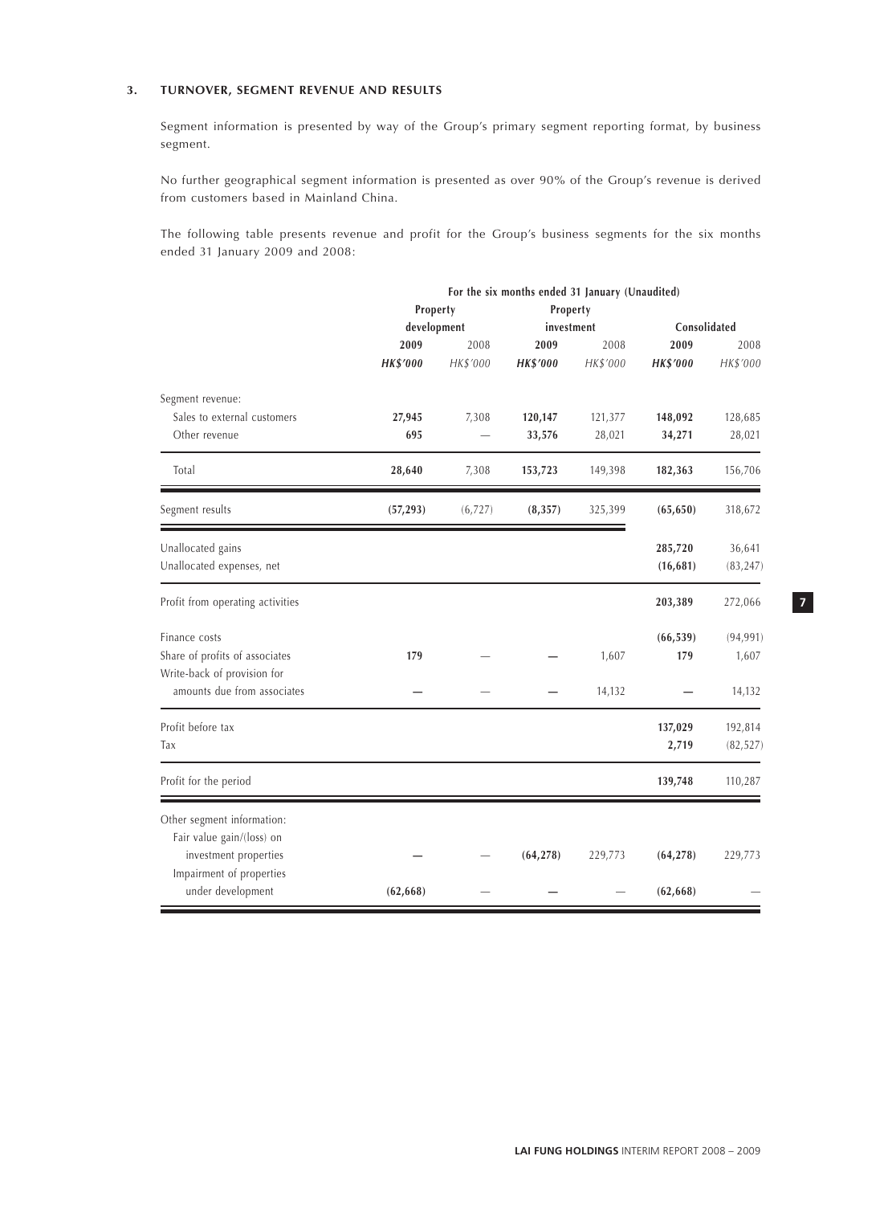### 3. TURNOVER, SEGMENT REVENUE AND RESULTS

Segment information is presented by way of the Group's primary segment reporting format, by business segment.

No further geographical segment information is presented as over 90% of the Group's revenue is derived from customers based in Mainland China.

The following table presents revenue and profit for the Group's business segments for the six months ended 31 January 2009 and 2008:

| | For the six months ended 31 January (Unaudited) | | | | | |
|---|---|---|---|---|---|---|
| | Property development | | Property investment | | Consolidated | |
| | **2009** | 2008 | **2009** | 2008 | **2009** | 2008 |
| | ***HK$'000*** | *HK$'000* | ***HK$'000*** | *HK$'000* | ***HK$'000*** | *HK$'000* |
| Segment revenue: | | | | | | |
| Sales to external customers | **27,945** | 7,308 | **120,147** | 121,377 | **148,092** | 128,685 |
| Other revenue | **695** | — | **33,576** | 28,021 | **34,271** | 28,021 |
| Total | **28,640** | 7,308 | **153,723** | 149,398 | **182,363** | 156,706 |
| Segment results | **(57,293)** | (6,727) | **(8,357)** | 325,399 | **(65,650)** | 318,672 |
| Unallocated gains | | | | | **285,720** | 36,641 |
| Unallocated expenses, net | | | | | **(16,681)** | (83,247) |
| Profit from operating activities | | | | | **203,389** | 272,066 |
| Finance costs | | | | | **(66,539)** | (94,991) |
| Share of profits of associates | **179** | — | **—** | 1,607 | **179** | 1,607 |
| Write-back of provision for amounts due from associates | **—** | — | **—** | 14,132 | **—** | 14,132 |
| Profit before tax | | | | | **137,029** | 192,814 |
| Tax | | | | | **2,719** | (82,527) |
| Profit for the period | | | | | **139,748** | 110,287 |
| Other segment information: | | | | | | |
| Fair value gain/(loss) on investment properties | **—** | — | **(64,278)** | 229,773 | **(64,278)** | 229,773 |
| Impairment of properties under development | **(62,668)** | — | **—** | — | **(62,668)** | — |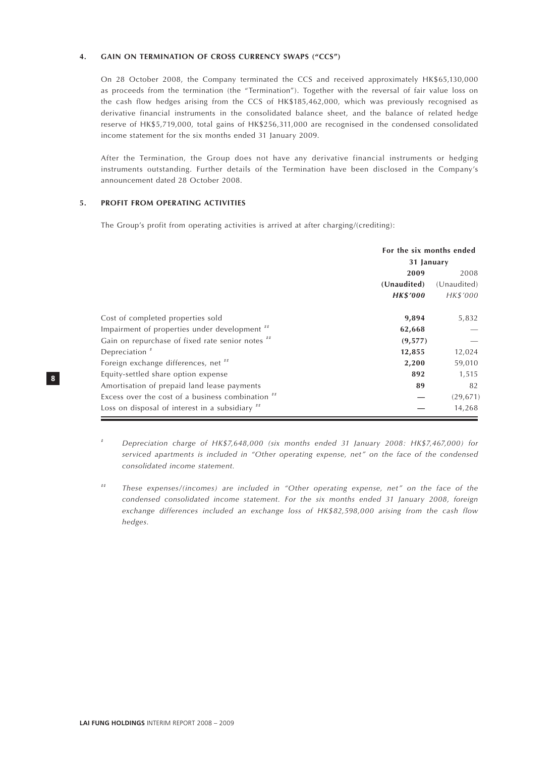### 4. GAIN ON TERMINATION OF CROSS CURRENCY SWAPS ("CCS")

On 28 October 2008, the Company terminated the CCS and received approximately HK$65,130,000 as proceeds from the termination (the "Termination"). Together with the reversal of fair value loss on the cash flow hedges arising from the CCS of HK$185,462,000, which was previously recognised as derivative financial instruments in the consolidated balance sheet, and the balance of related hedge reserve of HK$5,719,000, total gains of HK$256,311,000 are recognised in the condensed consolidated income statement for the six months ended 31 January 2009.

After the Termination, the Group does not have any derivative financial instruments or hedging instruments outstanding. Further details of the Termination have been disclosed in the Company's announcement dated 28 October 2008.

### 5. PROFIT FROM OPERATING ACTIVITIES

The Group's profit from operating activities is arrived at after charging/(crediting):

| | For the six months ended 31 January | |
|---|---|---|
| | **2009** | 2008 |
| | **(Unaudited)** | (Unaudited) |
| | ***HK$'000*** | *HK$'000* |
| Cost of completed properties sold | **9,894** | 5,832 |
| Impairment of properties under development ## | **62,668** | — |
| Gain on repurchase of fixed rate senior notes ## | **(9,577)** | — |
| Depreciation # | **12,855** | 12,024 |
| Foreign exchange differences, net ## | **2,200** | 59,010 |
| Equity-settled share option expense | **892** | 1,515 |
| Amortisation of prepaid land lease payments | **89** | 82 |
| Excess over the cost of a business combination ## | **—** | (29,671) |
| Loss on disposal of interest in a subsidiary ## | **—** | 14,268 |

\# *Depreciation charge of HK$7,648,000 (six months ended 31 January 2008: HK$7,467,000) for serviced apartments is included in "Other operating expense, net" on the face of the condensed consolidated income statement.*

\## *These expenses/(incomes) are included in "Other operating expense, net" on the face of the condensed consolidated income statement. For the six months ended 31 January 2008, foreign exchange differences included an exchange loss of HK$82,598,000 arising from the cash flow hedges.*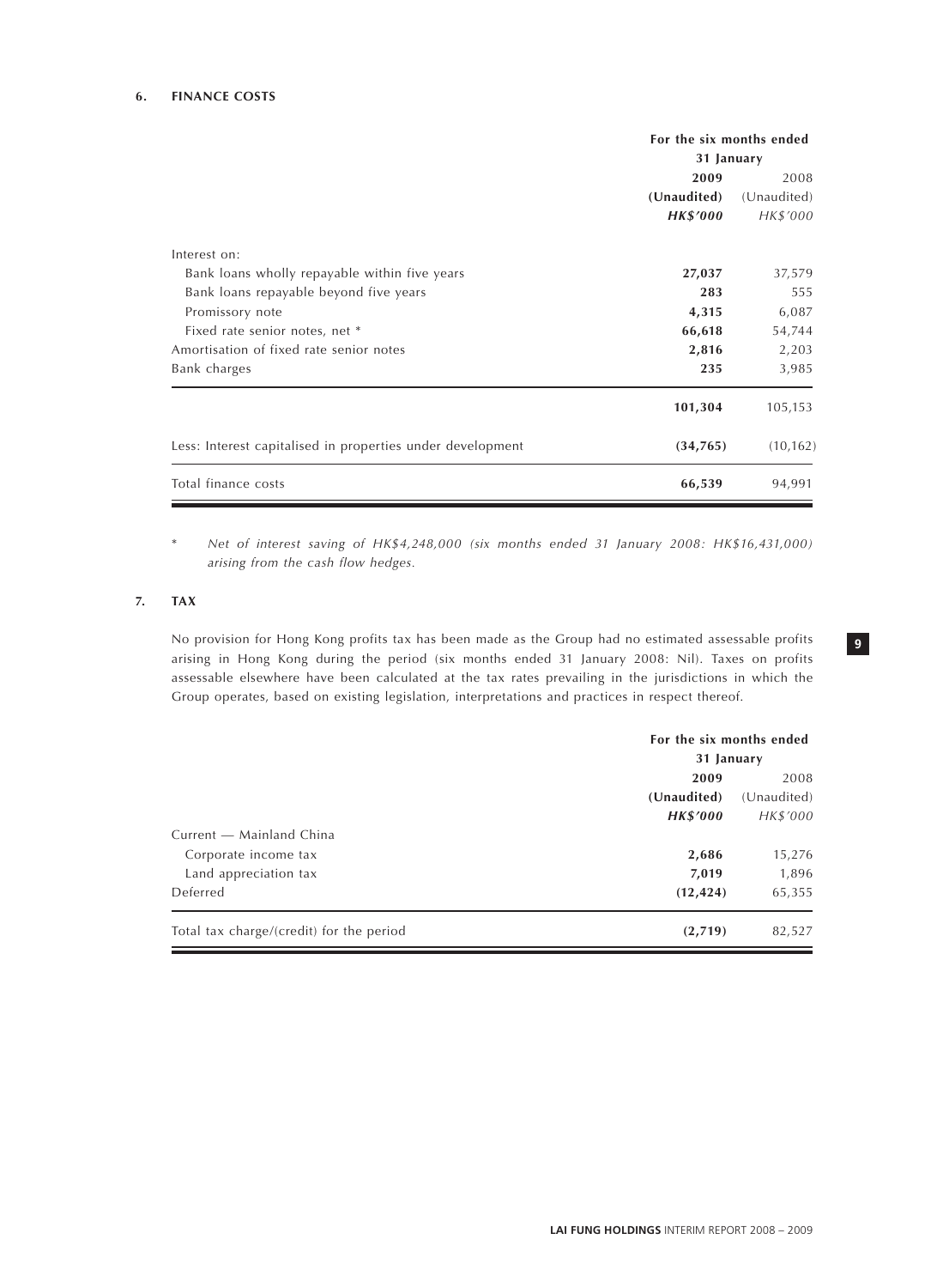### 6. FINANCE COSTS

| | For the six months ended 31 January | |
|---|---|---|
| | **2009** | 2008 |
| | **(Unaudited)** | (Unaudited) |
| | ***HK$'000*** | *HK$'000* |
| Interest on: | | |
| Bank loans wholly repayable within five years | **27,037** | 37,579 |
| Bank loans repayable beyond five years | **283** | 555 |
| Promissory note | **4,315** | 6,087 |
| Fixed rate senior notes, net * | **66,618** | 54,744 |
| Amortisation of fixed rate senior notes | **2,816** | 2,203 |
| Bank charges | **235** | 3,985 |
| | **101,304** | 105,153 |
| Less: Interest capitalised in properties under development | **(34,765)** | (10,162) |
| Total finance costs | **66,539** | 94,991 |

\* *Net of interest saving of HK$4,248,000 (six months ended 31 January 2008: HK$16,431,000) arising from the cash flow hedges.*

### 7. TAX

No provision for Hong Kong profits tax has been made as the Group had no estimated assessable profits arising in Hong Kong during the period (six months ended 31 January 2008: Nil). Taxes on profits assessable elsewhere have been calculated at the tax rates prevailing in the jurisdictions in which the Group operates, based on existing legislation, interpretations and practices in respect thereof.

| | For the six months ended 31 January | |
|---|---|---|
| | **2009** | 2008 |
| | **(Unaudited)** | (Unaudited) |
| | ***HK$'000*** | *HK$'000* |
| Current — Mainland China | | |
| Corporate income tax | **2,686** | 15,276 |
| Land appreciation tax | **7,019** | 1,896 |
| Deferred | **(12,424)** | 65,355 |
| Total tax charge/(credit) for the period | **(2,719)** | 82,527 |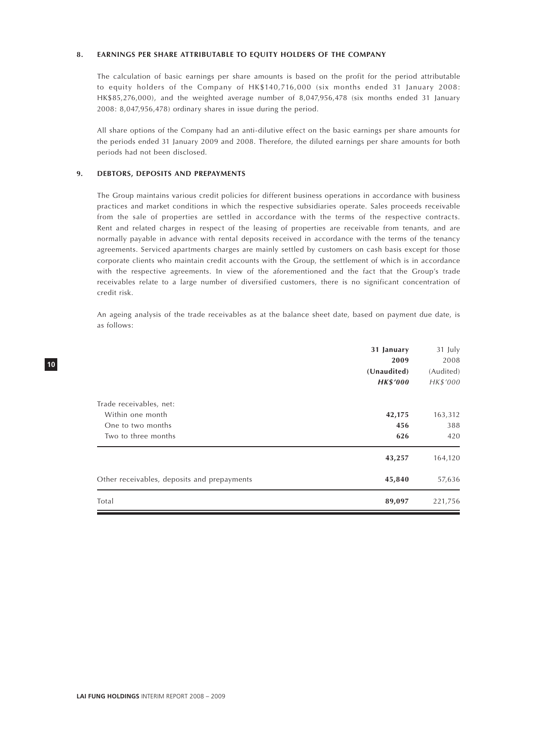### 8. EARNINGS PER SHARE ATTRIBUTABLE TO EQUITY HOLDERS OF THE COMPANY

The calculation of basic earnings per share amounts is based on the profit for the period attributable to equity holders of the Company of HK$140,716,000 (six months ended 31 January 2008: HK$85,276,000), and the weighted average number of 8,047,956,478 (six months ended 31 January 2008: 8,047,956,478) ordinary shares in issue during the period.

All share options of the Company had an anti-dilutive effect on the basic earnings per share amounts for the periods ended 31 January 2009 and 2008. Therefore, the diluted earnings per share amounts for both periods had not been disclosed.

### 9. DEBTORS, DEPOSITS AND PREPAYMENTS

The Group maintains various credit policies for different business operations in accordance with business practices and market conditions in which the respective subsidiaries operate. Sales proceeds receivable from the sale of properties are settled in accordance with the terms of the respective contracts. Rent and related charges in respect of the leasing of properties are receivable from tenants, and are normally payable in advance with rental deposits received in accordance with the terms of the tenancy agreements. Serviced apartments charges are mainly settled by customers on cash basis except for those corporate clients who maintain credit accounts with the Group, the settlement of which is in accordance with the respective agreements. In view of the aforementioned and the fact that the Group's trade receivables relate to a large number of diversified customers, there is no significant concentration of credit risk.

An ageing analysis of the trade receivables as at the balance sheet date, based on payment due date, is as follows:

| | **31 January 2009 (Unaudited) *HK$'000*** | 31 July 2008 (Audited) *HK$'000* |
|---|---|---|
| Trade receivables, net: | | |
| Within one month | **42,175** | 163,312 |
| One to two months | **456** | 388 |
| Two to three months | **626** | 420 |
| | **43,257** | 164,120 |
| Other receivables, deposits and prepayments | **45,840** | 57,636 |
| Total | **89,097** | 221,756 |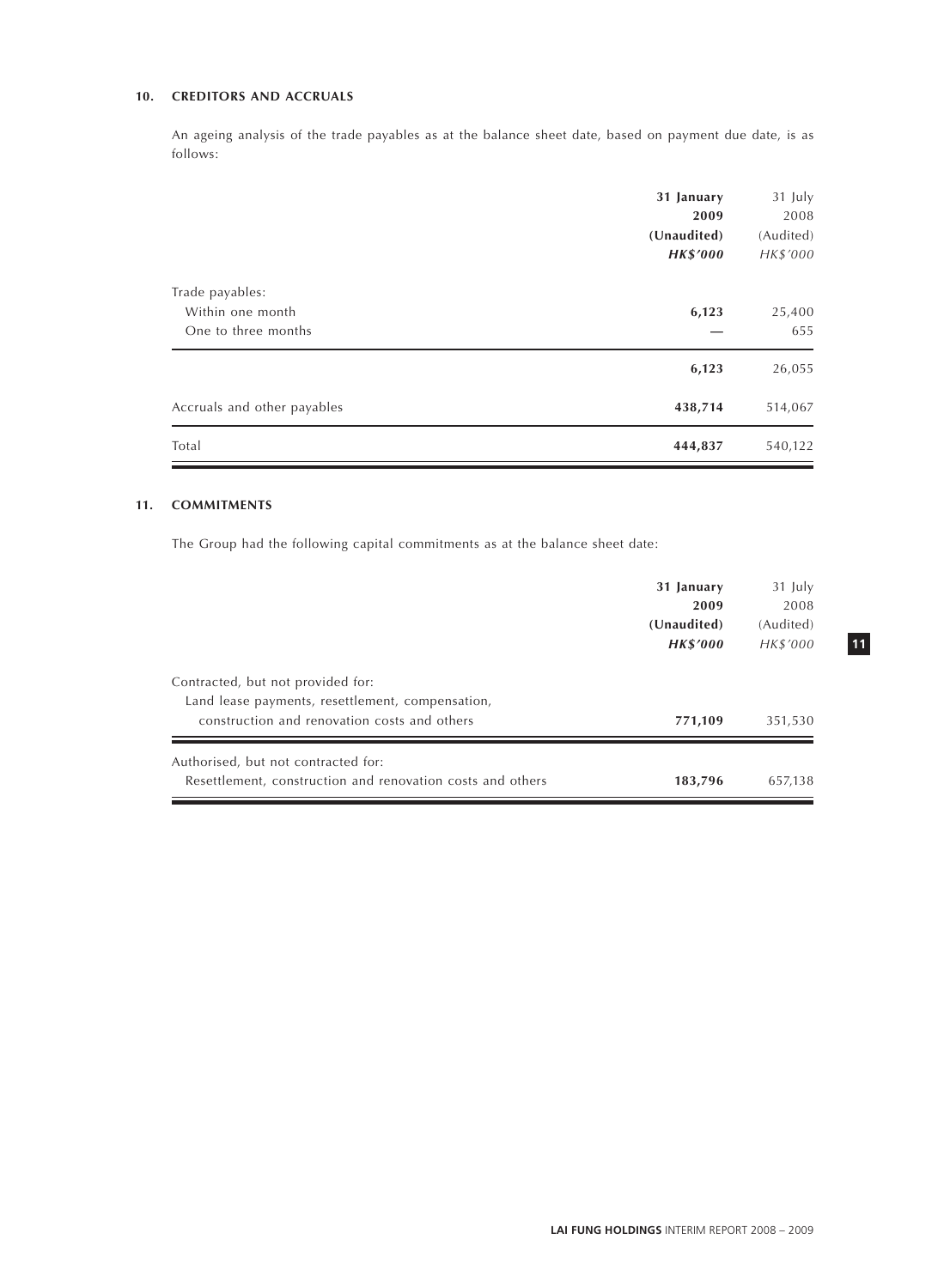## 10. CREDITORS AND ACCRUALS

An ageing analysis of the trade payables as at the balance sheet date, based on payment due date, is as follows:

| | **31 January 2009 (Unaudited) *HK$'000*** | 31 July 2008 (Audited) *HK$'000* |
|---|---|---|
| Trade payables: | | |
| Within one month | **6,123** | 25,400 |
| One to three months | **—** | 655 |
| | **6,123** | 26,055 |
| Accruals and other payables | **438,714** | 514,067 |
| Total | **444,837** | 540,122 |

## 11. COMMITMENTS

The Group had the following capital commitments as at the balance sheet date:

| | **31 January 2009 (Unaudited) *HK$'000*** | 31 July 2008 (Audited) *HK$'000* |
|---|---|---|
| Contracted, but not provided for: | | |
| Land lease payments, resettlement, compensation, construction and renovation costs and others | **771,109** | 351,530 |
| Authorised, but not contracted for: | | |
| Resettlement, construction and renovation costs and others | **183,796** | 657,138 |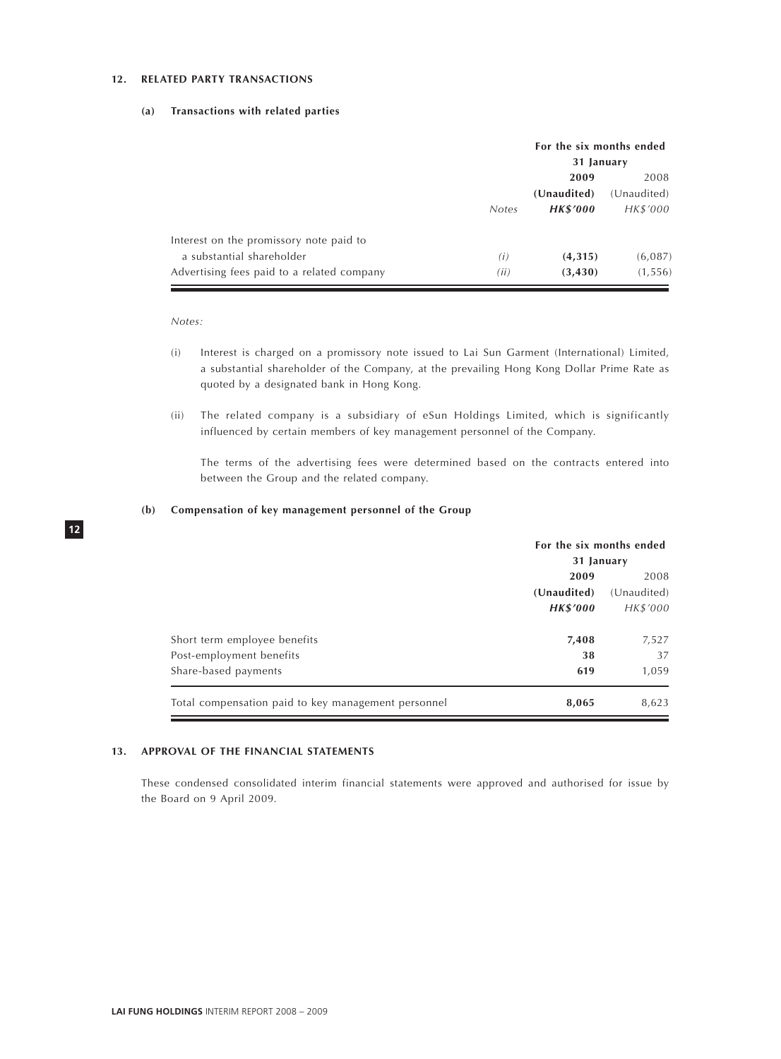## 12. RELATED PARTY TRANSACTIONS

### (a) Transactions with related parties

| | | For the six months ended 31 January | |
|---|---|---|---|
| | | **2009** | 2008 |
| | | **(Unaudited)** | (Unaudited) |
| | *Notes* | ***HK$'000*** | *HK$'000* |
| Interest on the promissory note paid to a substantial shareholder | *(i)* | **(4,315)** | (6,087) |
| Advertising fees paid to a related company | *(ii)* | **(3,430)** | (1,556) |

*Notes:*

(i) Interest is charged on a promissory note issued to Lai Sun Garment (International) Limited, a substantial shareholder of the Company, at the prevailing Hong Kong Dollar Prime Rate as quoted by a designated bank in Hong Kong.

(ii) The related company is a subsidiary of eSun Holdings Limited, which is significantly influenced by certain members of key management personnel of the Company.

The terms of the advertising fees were determined based on the contracts entered into between the Group and the related company.

### (b) Compensation of key management personnel of the Group

| | For the six months ended 31 January | |
|---|---|---|
| | **2009** | 2008 |
| | **(Unaudited)** | (Unaudited) |
| | ***HK$'000*** | *HK$'000* |
| Short term employee benefits | **7,408** | 7,527 |
| Post-employment benefits | **38** | 37 |
| Share-based payments | **619** | 1,059 |
| Total compensation paid to key management personnel | **8,065** | 8,623 |

## 13. APPROVAL OF THE FINANCIAL STATEMENTS

These condensed consolidated interim financial statements were approved and authorised for issue by the Board on 9 April 2009.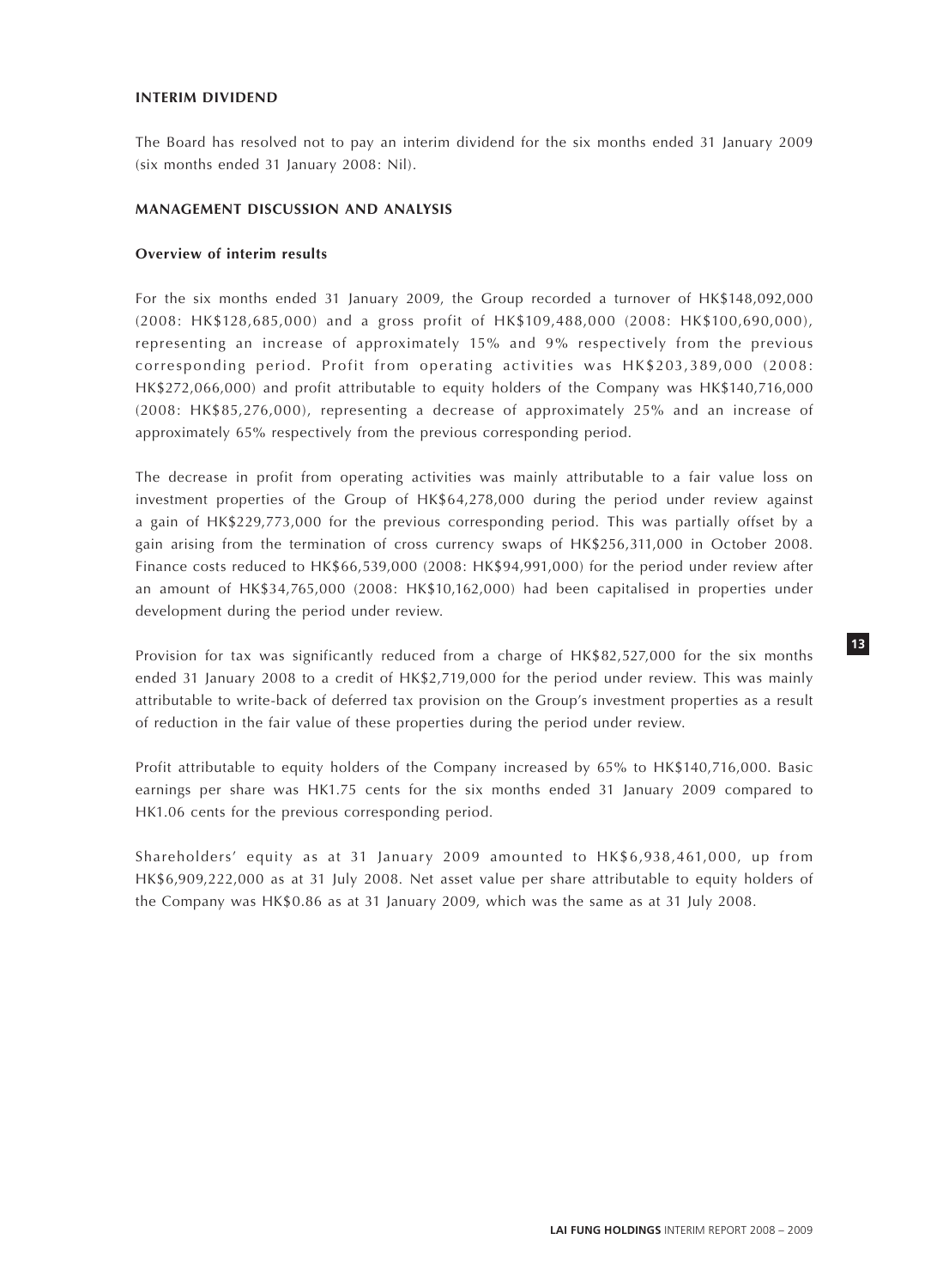## INTERIM DIVIDEND

The Board has resolved not to pay an interim dividend for the six months ended 31 January 2009 (six months ended 31 January 2008: Nil).

## MANAGEMENT DISCUSSION AND ANALYSIS

### Overview of interim results

For the six months ended 31 January 2009, the Group recorded a turnover of HK$148,092,000 (2008: HK$128,685,000) and a gross profit of HK$109,488,000 (2008: HK$100,690,000), representing an increase of approximately 15% and 9% respectively from the previous corresponding period. Profit from operating activities was HK$203,389,000 (2008: HK$272,066,000) and profit attributable to equity holders of the Company was HK$140,716,000 (2008: HK$85,276,000), representing a decrease of approximately 25% and an increase of approximately 65% respectively from the previous corresponding period.

The decrease in profit from operating activities was mainly attributable to a fair value loss on investment properties of the Group of HK$64,278,000 during the period under review against a gain of HK$229,773,000 for the previous corresponding period. This was partially offset by a gain arising from the termination of cross currency swaps of HK$256,311,000 in October 2008. Finance costs reduced to HK$66,539,000 (2008: HK$94,991,000) for the period under review after an amount of HK$34,765,000 (2008: HK$10,162,000) had been capitalised in properties under development during the period under review.

Provision for tax was significantly reduced from a charge of HK$82,527,000 for the six months ended 31 January 2008 to a credit of HK$2,719,000 for the period under review. This was mainly attributable to write-back of deferred tax provision on the Group's investment properties as a result of reduction in the fair value of these properties during the period under review.

Profit attributable to equity holders of the Company increased by 65% to HK$140,716,000. Basic earnings per share was HK1.75 cents for the six months ended 31 January 2009 compared to HK1.06 cents for the previous corresponding period.

Shareholders' equity as at 31 January 2009 amounted to HK$6,938,461,000, up from HK$6,909,222,000 as at 31 July 2008. Net asset value per share attributable to equity holders of the Company was HK$0.86 as at 31 January 2009, which was the same as at 31 July 2008.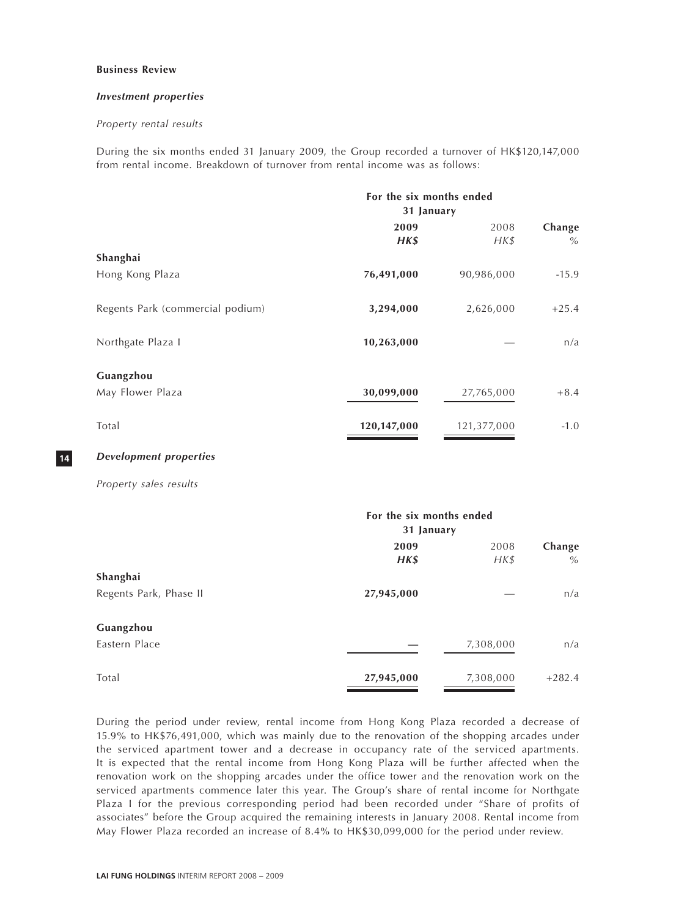**Business Review**

***Investment properties***

*Property rental results*

During the six months ended 31 January 2009, the Group recorded a turnover of HK$120,147,000 from rental income. Breakdown of turnover from rental income was as follows:

| | For the six months ended 31 January | | |
|---|---|---|---|
| | **2009** | 2008 | **Change** |
| | ***HK$*** | *HK$* | *%* |
| **Shanghai** | | | |
| Hong Kong Plaza | **76,491,000** | 90,986,000 | -15.9 |
| Regents Park (commercial podium) | **3,294,000** | 2,626,000 | +25.4 |
| Northgate Plaza I | **10,263,000** | — | n/a |
| **Guangzhou** | | | |
| May Flower Plaza | **30,099,000** | 27,765,000 | +8.4 |
| Total | **120,147,000** | 121,377,000 | -1.0 |

***Development properties***

*Property sales results*

| | For the six months ended 31 January | | |
|---|---|---|---|
| | **2009** | 2008 | **Change** |
| | ***HK$*** | *HK$* | *%* |
| **Shanghai** | | | |
| Regents Park, Phase II | **27,945,000** | — | n/a |
| **Guangzhou** | | | |
| Eastern Place | **—** | 7,308,000 | n/a |
| Total | **27,945,000** | 7,308,000 | +282.4 |

During the period under review, rental income from Hong Kong Plaza recorded a decrease of 15.9% to HK$76,491,000, which was mainly due to the renovation of the shopping arcades under the serviced apartment tower and a decrease in occupancy rate of the serviced apartments. It is expected that the rental income from Hong Kong Plaza will be further affected when the renovation work on the shopping arcades under the office tower and the renovation work on the serviced apartments commence later this year. The Group's share of rental income for Northgate Plaza I for the previous corresponding period had been recorded under "Share of profits of associates" before the Group acquired the remaining interests in January 2008. Rental income from May Flower Plaza recorded an increase of 8.4% to HK$30,099,000 for the period under review.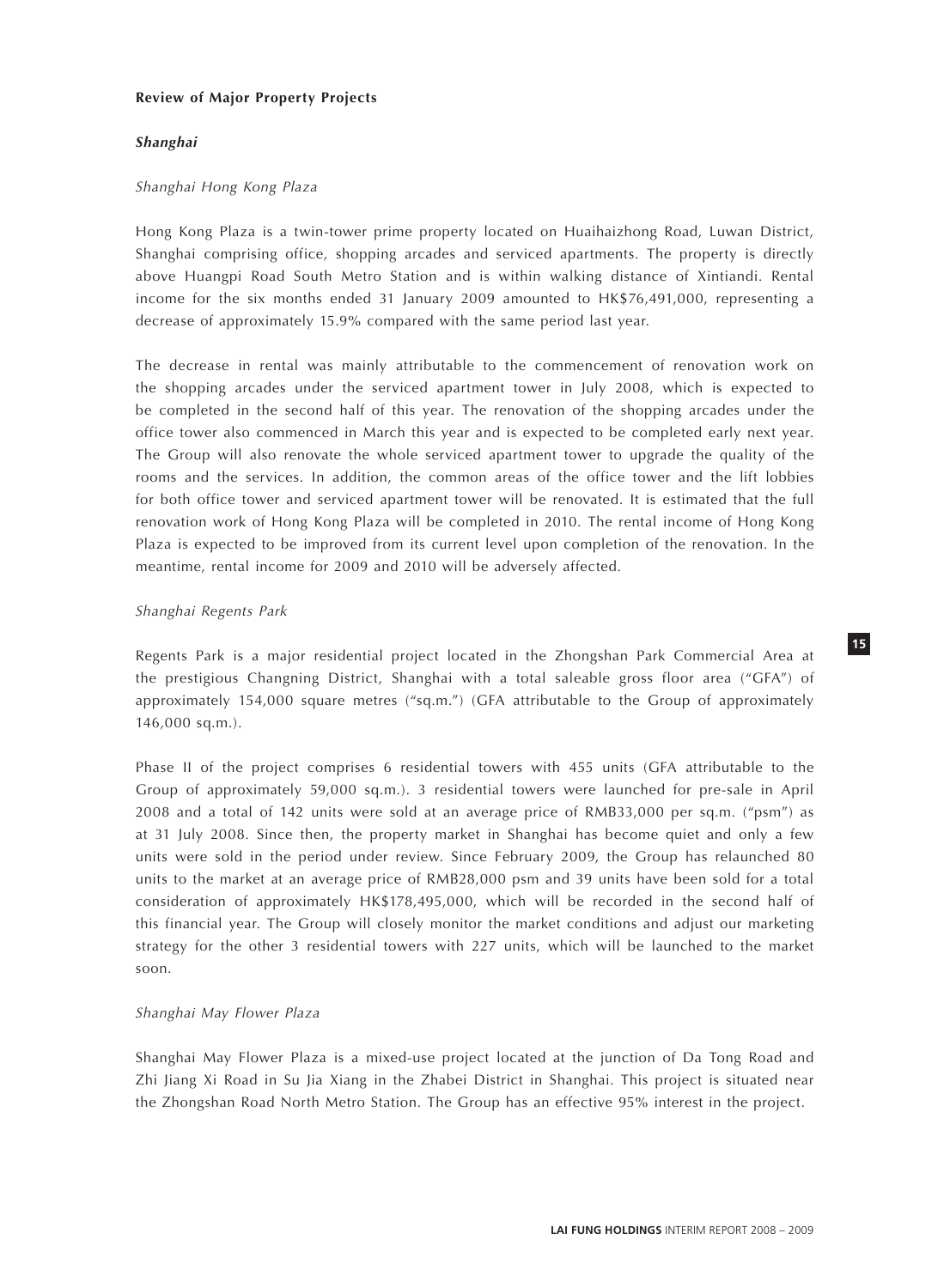**Review of Major Property Projects**

***Shanghai***

*Shanghai Hong Kong Plaza*

Hong Kong Plaza is a twin-tower prime property located on Huaihaizhong Road, Luwan District, Shanghai comprising office, shopping arcades and serviced apartments. The property is directly above Huangpi Road South Metro Station and is within walking distance of Xintiandi. Rental income for the six months ended 31 January 2009 amounted to HK$76,491,000, representing a decrease of approximately 15.9% compared with the same period last year.

The decrease in rental was mainly attributable to the commencement of renovation work on the shopping arcades under the serviced apartment tower in July 2008, which is expected to be completed in the second half of this year. The renovation of the shopping arcades under the office tower also commenced in March this year and is expected to be completed early next year. The Group will also renovate the whole serviced apartment tower to upgrade the quality of the rooms and the services. In addition, the common areas of the office tower and the lift lobbies for both office tower and serviced apartment tower will be renovated. It is estimated that the full renovation work of Hong Kong Plaza will be completed in 2010. The rental income of Hong Kong Plaza is expected to be improved from its current level upon completion of the renovation. In the meantime, rental income for 2009 and 2010 will be adversely affected.

*Shanghai Regents Park*

Regents Park is a major residential project located in the Zhongshan Park Commercial Area at the prestigious Changning District, Shanghai with a total saleable gross floor area ("GFA") of approximately 154,000 square metres ("sq.m.") (GFA attributable to the Group of approximately 146,000 sq.m.).

Phase II of the project comprises 6 residential towers with 455 units (GFA attributable to the Group of approximately 59,000 sq.m.). 3 residential towers were launched for pre-sale in April 2008 and a total of 142 units were sold at an average price of RMB33,000 per sq.m. ("psm") as at 31 July 2008. Since then, the property market in Shanghai has become quiet and only a few units were sold in the period under review. Since February 2009, the Group has relaunched 80 units to the market at an average price of RMB28,000 psm and 39 units have been sold for a total consideration of approximately HK$178,495,000, which will be recorded in the second half of this financial year. The Group will closely monitor the market conditions and adjust our marketing strategy for the other 3 residential towers with 227 units, which will be launched to the market soon.

*Shanghai May Flower Plaza*

Shanghai May Flower Plaza is a mixed-use project located at the junction of Da Tong Road and Zhi Jiang Xi Road in Su Jia Xiang in the Zhabei District in Shanghai. This project is situated near the Zhongshan Road North Metro Station. The Group has an effective 95% interest in the project.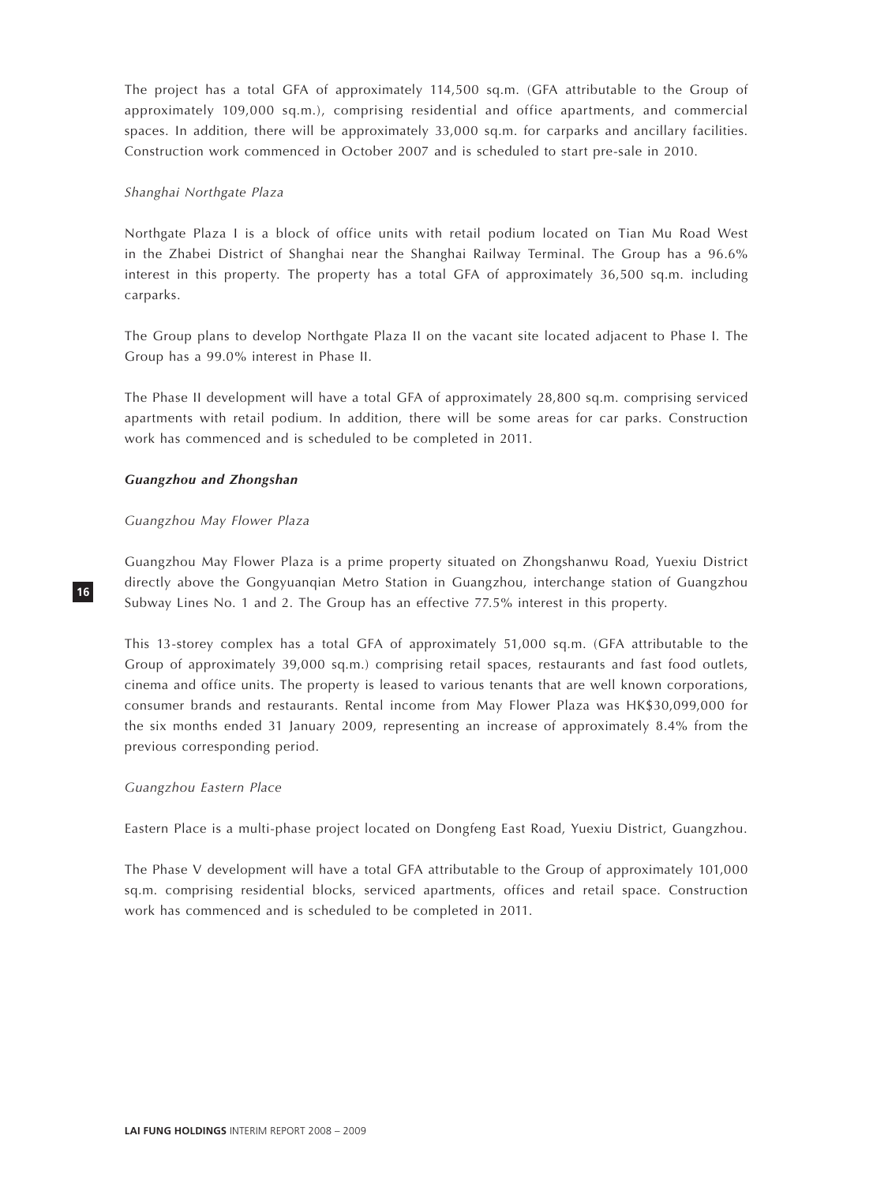The project has a total GFA of approximately 114,500 sq.m. (GFA attributable to the Group of approximately 109,000 sq.m.), comprising residential and office apartments, and commercial spaces. In addition, there will be approximately 33,000 sq.m. for carparks and ancillary facilities. Construction work commenced in October 2007 and is scheduled to start pre-sale in 2010.

*Shanghai Northgate Plaza*

Northgate Plaza I is a block of office units with retail podium located on Tian Mu Road West in the Zhabei District of Shanghai near the Shanghai Railway Terminal. The Group has a 96.6% interest in this property. The property has a total GFA of approximately 36,500 sq.m. including carparks.

The Group plans to develop Northgate Plaza II on the vacant site located adjacent to Phase I. The Group has a 99.0% interest in Phase II.

The Phase II development will have a total GFA of approximately 28,800 sq.m. comprising serviced apartments with retail podium. In addition, there will be some areas for car parks. Construction work has commenced and is scheduled to be completed in 2011.

***Guangzhou and Zhongshan***

*Guangzhou May Flower Plaza*

Guangzhou May Flower Plaza is a prime property situated on Zhongshanwu Road, Yuexiu District directly above the Gongyuanqian Metro Station in Guangzhou, interchange station of Guangzhou Subway Lines No. 1 and 2. The Group has an effective 77.5% interest in this property.

This 13-storey complex has a total GFA of approximately 51,000 sq.m. (GFA attributable to the Group of approximately 39,000 sq.m.) comprising retail spaces, restaurants and fast food outlets, cinema and office units. The property is leased to various tenants that are well known corporations, consumer brands and restaurants. Rental income from May Flower Plaza was HK$30,099,000 for the six months ended 31 January 2009, representing an increase of approximately 8.4% from the previous corresponding period.

*Guangzhou Eastern Place*

Eastern Place is a multi-phase project located on Dongfeng East Road, Yuexiu District, Guangzhou.

The Phase V development will have a total GFA attributable to the Group of approximately 101,000 sq.m. comprising residential blocks, serviced apartments, offices and retail space. Construction work has commenced and is scheduled to be completed in 2011.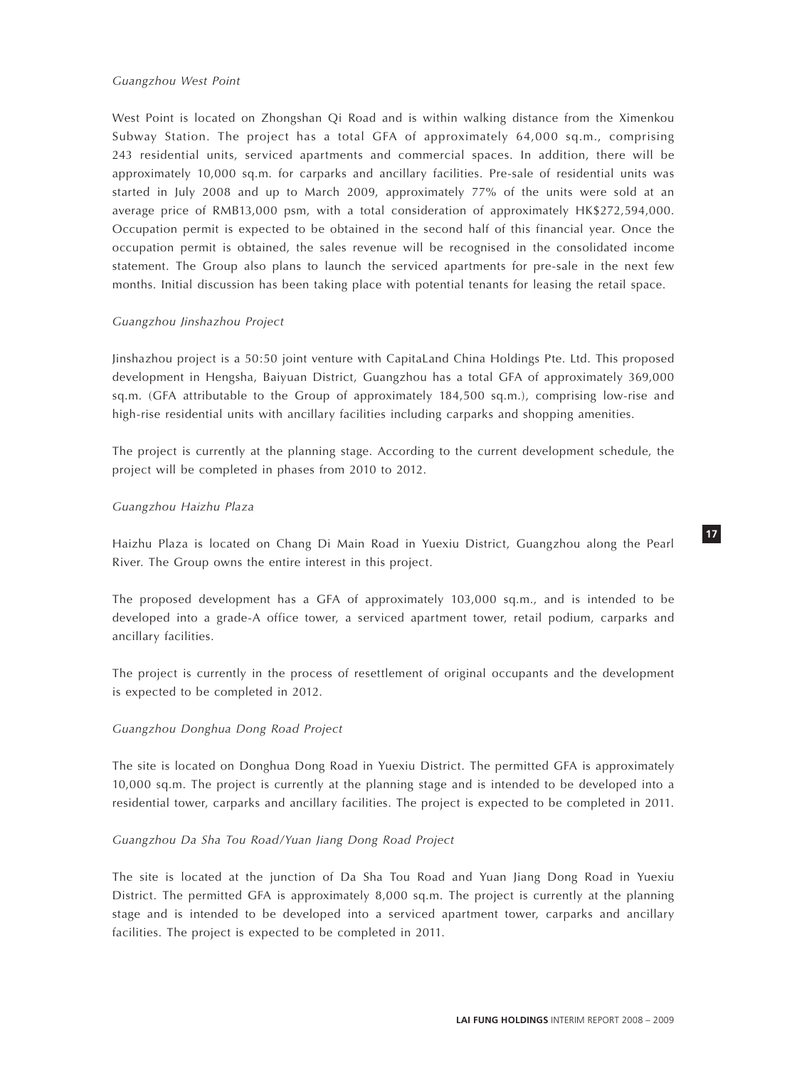*Guangzhou West Point*

West Point is located on Zhongshan Qi Road and is within walking distance from the Ximenkou Subway Station. The project has a total GFA of approximately 64,000 sq.m., comprising 243 residential units, serviced apartments and commercial spaces. In addition, there will be approximately 10,000 sq.m. for carparks and ancillary facilities. Pre-sale of residential units was started in July 2008 and up to March 2009, approximately 77% of the units were sold at an average price of RMB13,000 psm, with a total consideration of approximately HK$272,594,000. Occupation permit is expected to be obtained in the second half of this financial year. Once the occupation permit is obtained, the sales revenue will be recognised in the consolidated income statement. The Group also plans to launch the serviced apartments for pre-sale in the next few months. Initial discussion has been taking place with potential tenants for leasing the retail space.

*Guangzhou Jinshazhou Project*

Jinshazhou project is a 50:50 joint venture with CapitaLand China Holdings Pte. Ltd. This proposed development in Hengsha, Baiyuan District, Guangzhou has a total GFA of approximately 369,000 sq.m. (GFA attributable to the Group of approximately 184,500 sq.m.), comprising low-rise and high-rise residential units with ancillary facilities including carparks and shopping amenities.

The project is currently at the planning stage. According to the current development schedule, the project will be completed in phases from 2010 to 2012.

*Guangzhou Haizhu Plaza*

Haizhu Plaza is located on Chang Di Main Road in Yuexiu District, Guangzhou along the Pearl River. The Group owns the entire interest in this project.

The proposed development has a GFA of approximately 103,000 sq.m., and is intended to be developed into a grade-A office tower, a serviced apartment tower, retail podium, carparks and ancillary facilities.

The project is currently in the process of resettlement of original occupants and the development is expected to be completed in 2012.

*Guangzhou Donghua Dong Road Project*

The site is located on Donghua Dong Road in Yuexiu District. The permitted GFA is approximately 10,000 sq.m. The project is currently at the planning stage and is intended to be developed into a residential tower, carparks and ancillary facilities. The project is expected to be completed in 2011.

*Guangzhou Da Sha Tou Road/Yuan Jiang Dong Road Project*

The site is located at the junction of Da Sha Tou Road and Yuan Jiang Dong Road in Yuexiu District. The permitted GFA is approximately 8,000 sq.m. The project is currently at the planning stage and is intended to be developed into a serviced apartment tower, carparks and ancillary facilities. The project is expected to be completed in 2011.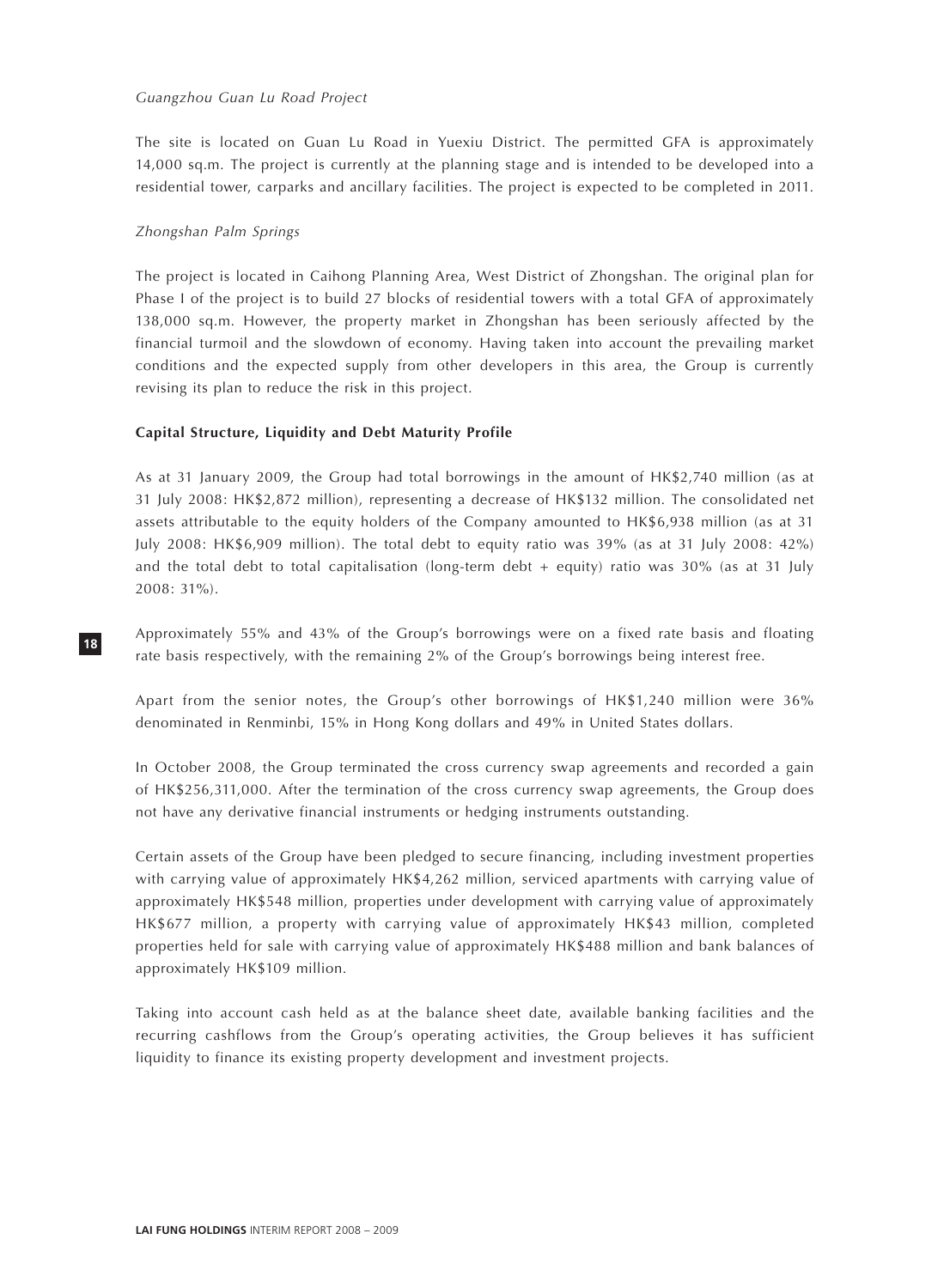*Guangzhou Guan Lu Road Project*

The site is located on Guan Lu Road in Yuexiu District. The permitted GFA is approximately 14,000 sq.m. The project is currently at the planning stage and is intended to be developed into a residential tower, carparks and ancillary facilities. The project is expected to be completed in 2011.

*Zhongshan Palm Springs*

The project is located in Caihong Planning Area, West District of Zhongshan. The original plan for Phase I of the project is to build 27 blocks of residential towers with a total GFA of approximately 138,000 sq.m. However, the property market in Zhongshan has been seriously affected by the financial turmoil and the slowdown of economy. Having taken into account the prevailing market conditions and the expected supply from other developers in this area, the Group is currently revising its plan to reduce the risk in this project.

**Capital Structure, Liquidity and Debt Maturity Profile**

As at 31 January 2009, the Group had total borrowings in the amount of HK$2,740 million (as at 31 July 2008: HK$2,872 million), representing a decrease of HK$132 million. The consolidated net assets attributable to the equity holders of the Company amounted to HK$6,938 million (as at 31 July 2008: HK$6,909 million). The total debt to equity ratio was 39% (as at 31 July 2008: 42%) and the total debt to total capitalisation (long-term debt + equity) ratio was 30% (as at 31 July 2008: 31%).

Approximately 55% and 43% of the Group's borrowings were on a fixed rate basis and floating rate basis respectively, with the remaining 2% of the Group's borrowings being interest free.

Apart from the senior notes, the Group's other borrowings of HK$1,240 million were 36% denominated in Renminbi, 15% in Hong Kong dollars and 49% in United States dollars.

In October 2008, the Group terminated the cross currency swap agreements and recorded a gain of HK$256,311,000. After the termination of the cross currency swap agreements, the Group does not have any derivative financial instruments or hedging instruments outstanding.

Certain assets of the Group have been pledged to secure financing, including investment properties with carrying value of approximately HK$4,262 million, serviced apartments with carrying value of approximately HK$548 million, properties under development with carrying value of approximately HK$677 million, a property with carrying value of approximately HK$43 million, completed properties held for sale with carrying value of approximately HK$488 million and bank balances of approximately HK$109 million.

Taking into account cash held as at the balance sheet date, available banking facilities and the recurring cashflows from the Group's operating activities, the Group believes it has sufficient liquidity to finance its existing property development and investment projects.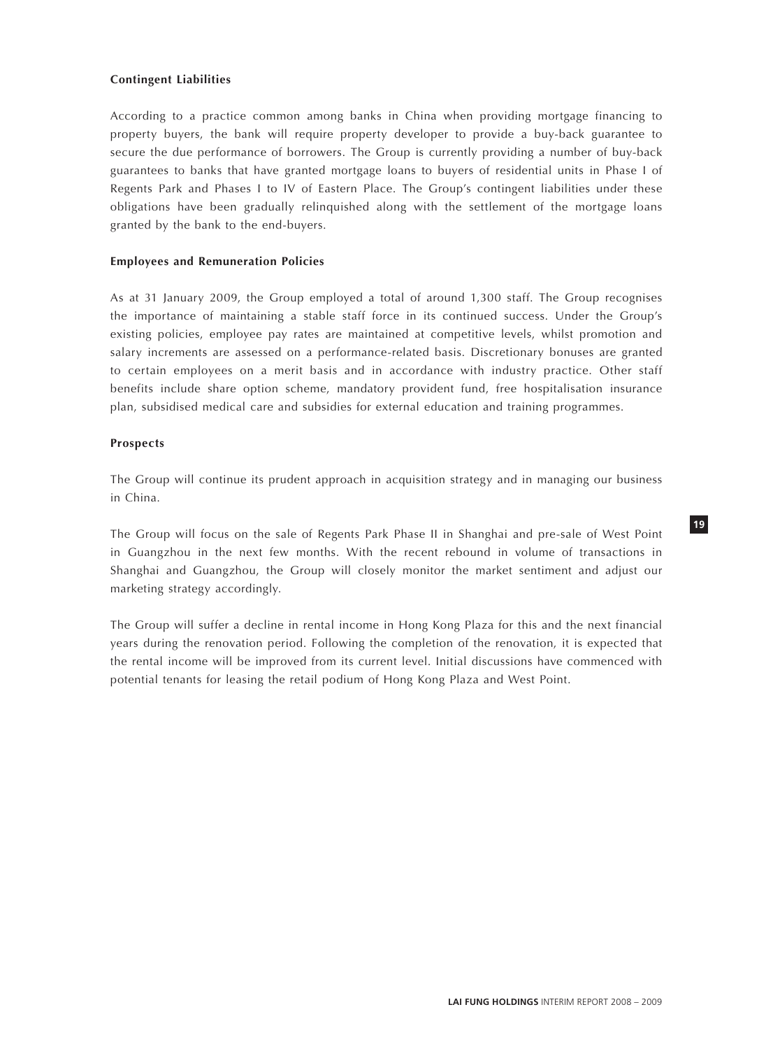**Contingent Liabilities**

According to a practice common among banks in China when providing mortgage financing to property buyers, the bank will require property developer to provide a buy-back guarantee to secure the due performance of borrowers. The Group is currently providing a number of buy-back guarantees to banks that have granted mortgage loans to buyers of residential units in Phase I of Regents Park and Phases I to IV of Eastern Place. The Group's contingent liabilities under these obligations have been gradually relinquished along with the settlement of the mortgage loans granted by the bank to the end-buyers.

**Employees and Remuneration Policies**

As at 31 January 2009, the Group employed a total of around 1,300 staff. The Group recognises the importance of maintaining a stable staff force in its continued success. Under the Group's existing policies, employee pay rates are maintained at competitive levels, whilst promotion and salary increments are assessed on a performance-related basis. Discretionary bonuses are granted to certain employees on a merit basis and in accordance with industry practice. Other staff benefits include share option scheme, mandatory provident fund, free hospitalisation insurance plan, subsidised medical care and subsidies for external education and training programmes.

**Prospects**

The Group will continue its prudent approach in acquisition strategy and in managing our business in China.

The Group will focus on the sale of Regents Park Phase II in Shanghai and pre-sale of West Point in Guangzhou in the next few months. With the recent rebound in volume of transactions in Shanghai and Guangzhou, the Group will closely monitor the market sentiment and adjust our marketing strategy accordingly.

The Group will suffer a decline in rental income in Hong Kong Plaza for this and the next financial years during the renovation period. Following the completion of the renovation, it is expected that the rental income will be improved from its current level. Initial discussions have commenced with potential tenants for leasing the retail podium of Hong Kong Plaza and West Point.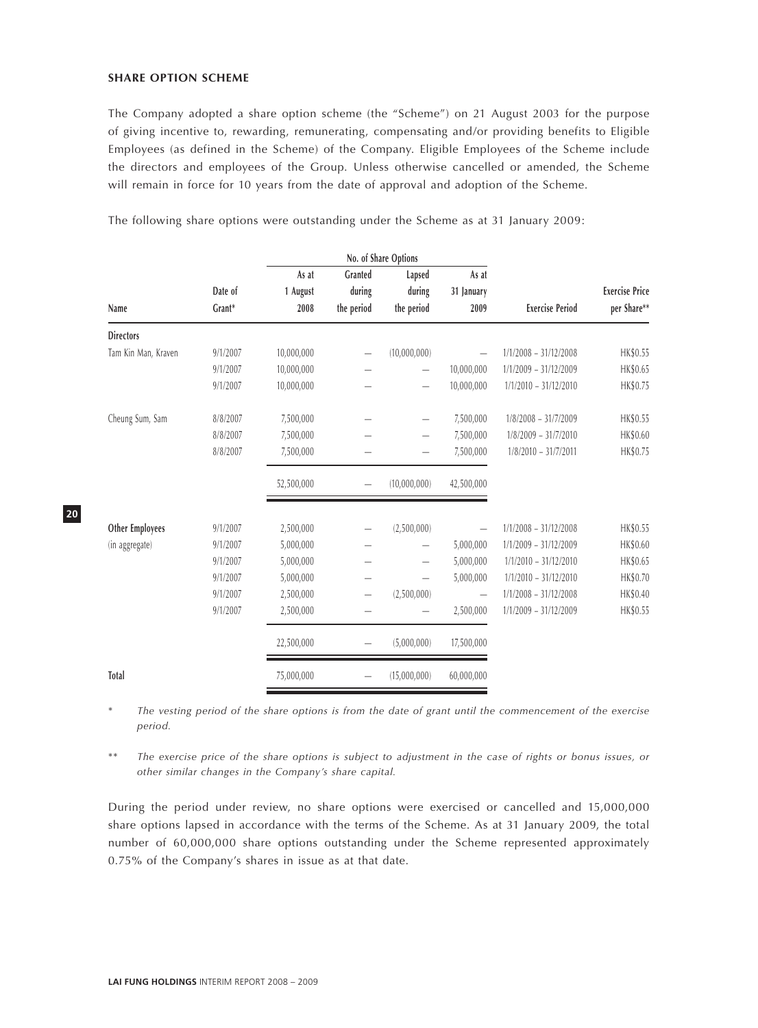**SHARE OPTION SCHEME**

The Company adopted a share option scheme (the "Scheme") on 21 August 2003 for the purpose of giving incentive to, rewarding, remunerating, compensating and/or providing benefits to Eligible Employees (as defined in the Scheme) of the Company. Eligible Employees of the Scheme include the directors and employees of the Group. Unless otherwise cancelled or amended, the Scheme will remain in force for 10 years from the date of approval and adoption of the Scheme.

The following share options were outstanding under the Scheme as at 31 January 2009:

| | | No. of Share Options | | | | | |
|---|---|---|---|---|---|---|---|
| Name | Date of Grant* | As at 1 August 2008 | Granted during the period | Lapsed during the period | As at 31 January 2009 | Exercise Period | Exercise Price per Share** |
| **Directors** | | | | | | | |
| Tam Kin Man, Kraven | 9/1/2007 | 10,000,000 | — | (10,000,000) | — | 1/1/2008 – 31/12/2008 | HK$0.55 |
| | 9/1/2007 | 10,000,000 | — | — | 10,000,000 | 1/1/2009 – 31/12/2009 | HK$0.65 |
| | 9/1/2007 | 10,000,000 | — | — | 10,000,000 | 1/1/2010 – 31/12/2010 | HK$0.75 |
| Cheung Sum, Sam | 8/8/2007 | 7,500,000 | — | — | 7,500,000 | 1/8/2008 – 31/7/2009 | HK$0.55 |
| | 8/8/2007 | 7,500,000 | — | — | 7,500,000 | 1/8/2009 – 31/7/2010 | HK$0.60 |
| | 8/8/2007 | 7,500,000 | — | — | 7,500,000 | 1/8/2010 – 31/7/2011 | HK$0.75 |
| | | 52,500,000 | — | (10,000,000) | 42,500,000 | | |
| **Other Employees** (in aggregate) | 9/1/2007 | 2,500,000 | — | (2,500,000) | — | 1/1/2008 – 31/12/2008 | HK$0.55 |
| | 9/1/2007 | 5,000,000 | — | — | 5,000,000 | 1/1/2009 – 31/12/2009 | HK$0.60 |
| | 9/1/2007 | 5,000,000 | — | — | 5,000,000 | 1/1/2010 – 31/12/2010 | HK$0.65 |
| | 9/1/2007 | 5,000,000 | — | — | 5,000,000 | 1/1/2010 – 31/12/2010 | HK$0.70 |
| | 9/1/2007 | 2,500,000 | — | (2,500,000) | — | 1/1/2008 – 31/12/2008 | HK$0.40 |
| | 9/1/2007 | 2,500,000 | — | — | 2,500,000 | 1/1/2009 – 31/12/2009 | HK$0.55 |
| | | 22,500,000 | — | (5,000,000) | 17,500,000 | | |
| **Total** | | 75,000,000 | — | (15,000,000) | 60,000,000 | | |

\* *The vesting period of the share options is from the date of grant until the commencement of the exercise period.*

\*\* *The exercise price of the share options is subject to adjustment in the case of rights or bonus issues, or other similar changes in the Company's share capital.*

During the period under review, no share options were exercised or cancelled and 15,000,000 share options lapsed in accordance with the terms of the Scheme. As at 31 January 2009, the total number of 60,000,000 share options outstanding under the Scheme represented approximately 0.75% of the Company's shares in issue as at that date.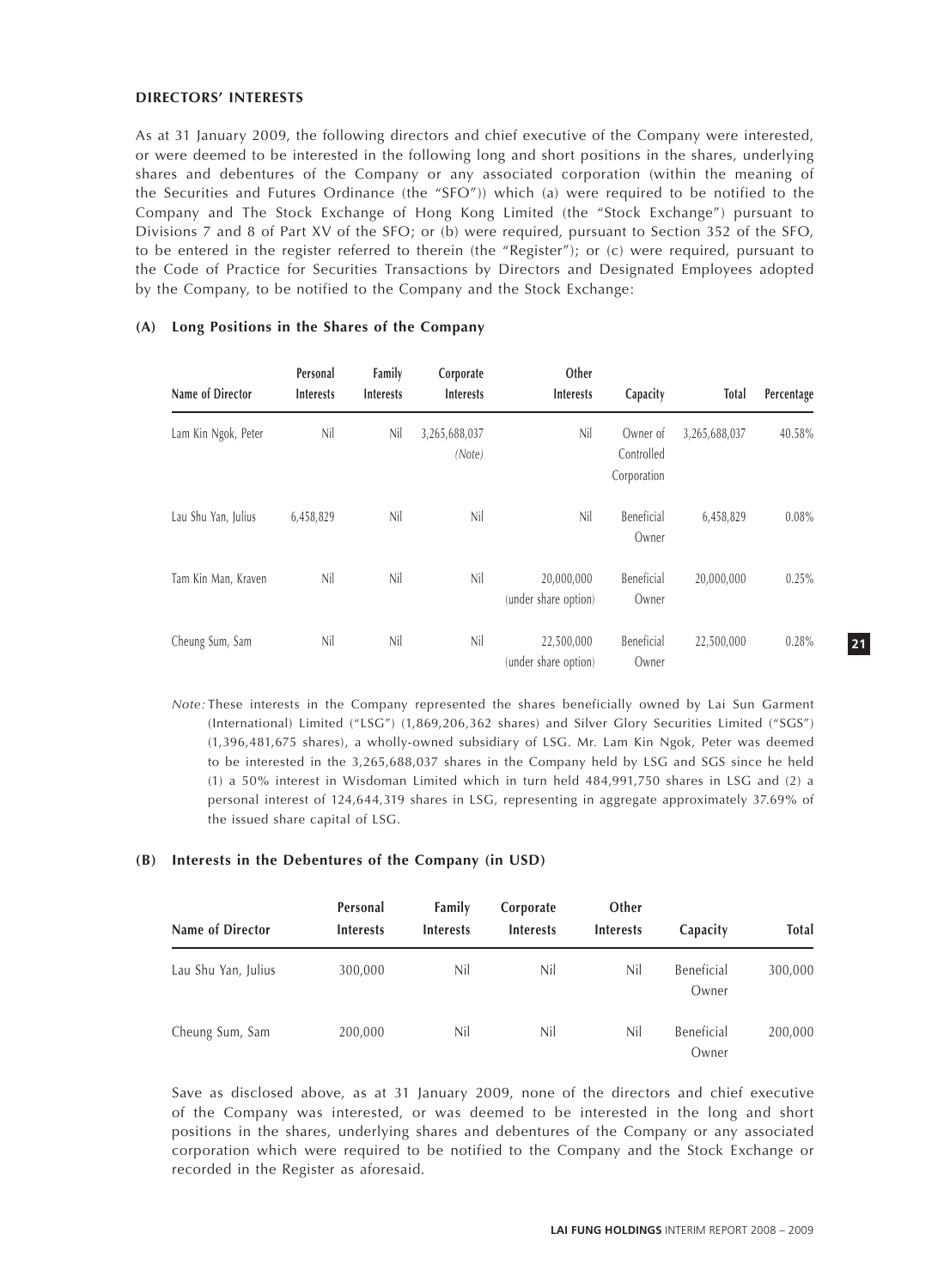## DIRECTORS' INTERESTS

As at 31 January 2009, the following directors and chief executive of the Company were interested, or were deemed to be interested in the following long and short positions in the shares, underlying shares and debentures of the Company or any associated corporation (within the meaning of the Securities and Futures Ordinance (the "SFO")) which (a) were required to be notified to the Company and The Stock Exchange of Hong Kong Limited (the "Stock Exchange") pursuant to Divisions 7 and 8 of Part XV of the SFO; or (b) were required, pursuant to Section 352 of the SFO, to be entered in the register referred to therein (the "Register"); or (c) were required, pursuant to the Code of Practice for Securities Transactions by Directors and Designated Employees adopted by the Company, to be notified to the Company and the Stock Exchange:

### (A) Long Positions in the Shares of the Company

| Name of Director | Personal Interests | Family Interests | Corporate Interests | Other Interests | Capacity | Total | Percentage |
|---|---|---|---|---|---|---|---|
| Lam Kin Ngok, Peter | Nil | Nil | 3,265,688,037 *(Note)* | Nil | Owner of Controlled Corporation | 3,265,688,037 | 40.58% |
| Lau Shu Yan, Julius | 6,458,829 | Nil | Nil | Nil | Beneficial Owner | 6,458,829 | 0.08% |
| Tam Kin Man, Kraven | Nil | Nil | Nil | 20,000,000 (under share option) | Beneficial Owner | 20,000,000 | 0.25% |
| Cheung Sum, Sam | Nil | Nil | Nil | 22,500,000 (under share option) | Beneficial Owner | 22,500,000 | 0.28% |

*Note:* These interests in the Company represented the shares beneficially owned by Lai Sun Garment (International) Limited ("LSG") (1,869,206,362 shares) and Silver Glory Securities Limited ("SGS") (1,396,481,675 shares), a wholly-owned subsidiary of LSG. Mr. Lam Kin Ngok, Peter was deemed to be interested in the 3,265,688,037 shares in the Company held by LSG and SGS since he held (1) a 50% interest in Wisdoman Limited which in turn held 484,991,750 shares in LSG and (2) a personal interest of 124,644,319 shares in LSG, representing in aggregate approximately 37.69% of the issued share capital of LSG.

### (B) Interests in the Debentures of the Company (in USD)

| Name of Director | Personal Interests | Family Interests | Corporate Interests | Other Interests | Capacity | Total |
|---|---|---|---|---|---|---|
| Lau Shu Yan, Julius | 300,000 | Nil | Nil | Nil | Beneficial Owner | 300,000 |
| Cheung Sum, Sam | 200,000 | Nil | Nil | Nil | Beneficial Owner | 200,000 |

Save as disclosed above, as at 31 January 2009, none of the directors and chief executive of the Company was interested, or was deemed to be interested in the long and short positions in the shares, underlying shares and debentures of the Company or any associated corporation which were required to be notified to the Company and the Stock Exchange or recorded in the Register as aforesaid.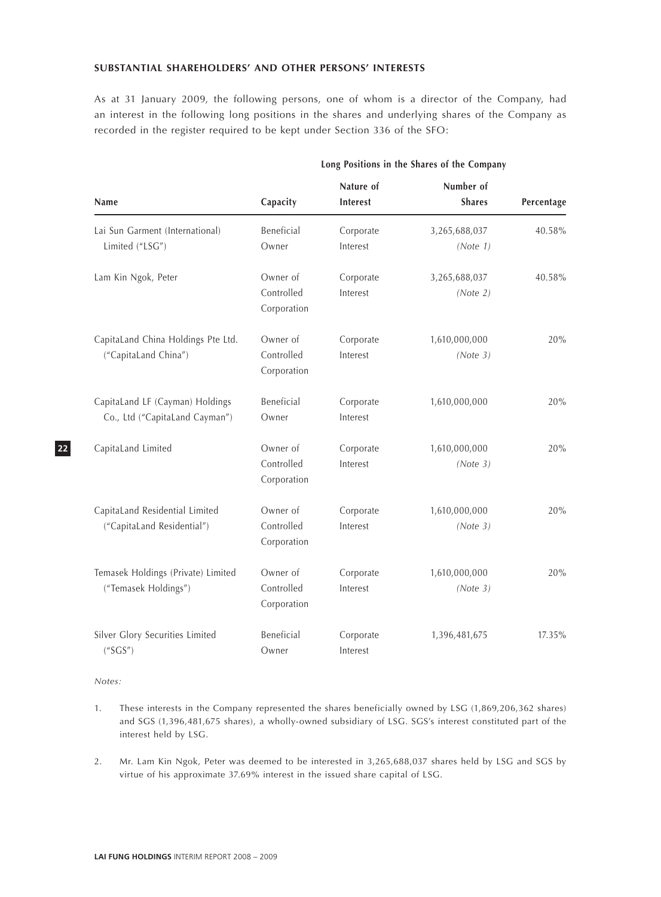**SUBSTANTIAL SHAREHOLDERS' AND OTHER PERSONS' INTERESTS**

As at 31 January 2009, the following persons, one of whom is a director of the Company, had an interest in the following long positions in the shares and underlying shares of the Company as recorded in the register required to be kept under Section 336 of the SFO:

| | Long Positions in the Shares of the Company | | | |
|---|---|---|---|---|
| Name | Capacity | Nature of Interest | Number of Shares | Percentage |
| Lai Sun Garment (International) Limited ("LSG") | Beneficial Owner | Corporate Interest | 3,265,688,037 *(Note 1)* | 40.58% |
| Lam Kin Ngok, Peter | Owner of Controlled Corporation | Corporate Interest | 3,265,688,037 *(Note 2)* | 40.58% |
| CapitaLand China Holdings Pte Ltd. ("CapitaLand China") | Owner of Controlled Corporation | Corporate Interest | 1,610,000,000 *(Note 3)* | 20% |
| CapitaLand LF (Cayman) Holdings Co., Ltd ("CapitaLand Cayman") | Beneficial Owner | Corporate Interest | 1,610,000,000 | 20% |
| CapitaLand Limited | Owner of Controlled Corporation | Corporate Interest | 1,610,000,000 *(Note 3)* | 20% |
| CapitaLand Residential Limited ("CapitaLand Residential") | Owner of Controlled Corporation | Corporate Interest | 1,610,000,000 *(Note 3)* | 20% |
| Temasek Holdings (Private) Limited ("Temasek Holdings") | Owner of Controlled Corporation | Corporate Interest | 1,610,000,000 *(Note 3)* | 20% |
| Silver Glory Securities Limited ("SGS") | Beneficial Owner | Corporate Interest | 1,396,481,675 | 17.35% |

*Notes:*

1. These interests in the Company represented the shares beneficially owned by LSG (1,869,206,362 shares) and SGS (1,396,481,675 shares), a wholly-owned subsidiary of LSG. SGS's interest constituted part of the interest held by LSG.

2. Mr. Lam Kin Ngok, Peter was deemed to be interested in 3,265,688,037 shares held by LSG and SGS by virtue of his approximate 37.69% interest in the issued share capital of LSG.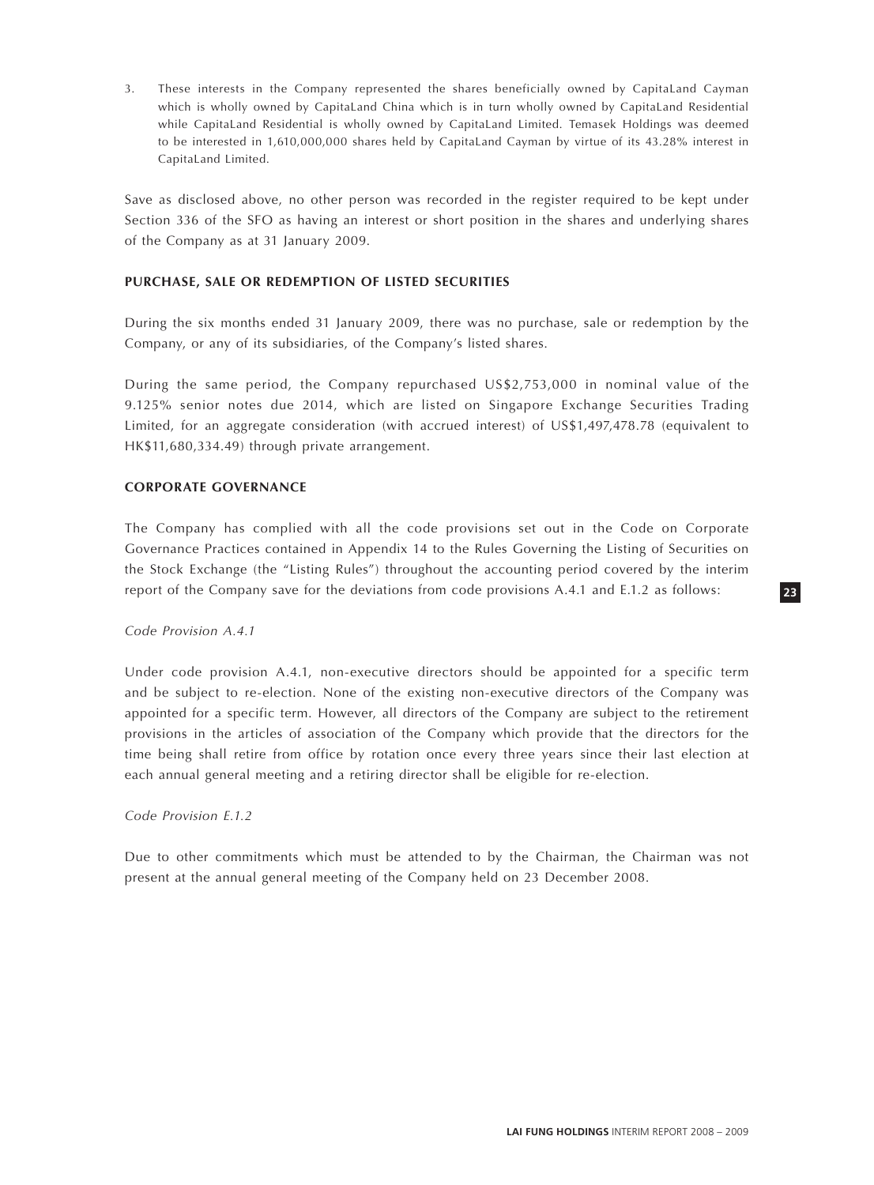3. These interests in the Company represented the shares beneficially owned by CapitaLand Cayman which is wholly owned by CapitaLand China which is in turn wholly owned by CapitaLand Residential while CapitaLand Residential is wholly owned by CapitaLand Limited. Temasek Holdings was deemed to be interested in 1,610,000,000 shares held by CapitaLand Cayman by virtue of its 43.28% interest in CapitaLand Limited.

Save as disclosed above, no other person was recorded in the register required to be kept under Section 336 of the SFO as having an interest or short position in the shares and underlying shares of the Company as at 31 January 2009.

## PURCHASE, SALE OR REDEMPTION OF LISTED SECURITIES

During the six months ended 31 January 2009, there was no purchase, sale or redemption by the Company, or any of its subsidiaries, of the Company's listed shares.

During the same period, the Company repurchased US$2,753,000 in nominal value of the 9.125% senior notes due 2014, which are listed on Singapore Exchange Securities Trading Limited, for an aggregate consideration (with accrued interest) of US$1,497,478.78 (equivalent to HK$11,680,334.49) through private arrangement.

## CORPORATE GOVERNANCE

The Company has complied with all the code provisions set out in the Code on Corporate Governance Practices contained in Appendix 14 to the Rules Governing the Listing of Securities on the Stock Exchange (the "Listing Rules") throughout the accounting period covered by the interim report of the Company save for the deviations from code provisions A.4.1 and E.1.2 as follows:

*Code Provision A.4.1*

Under code provision A.4.1, non-executive directors should be appointed for a specific term and be subject to re-election. None of the existing non-executive directors of the Company was appointed for a specific term. However, all directors of the Company are subject to the retirement provisions in the articles of association of the Company which provide that the directors for the time being shall retire from office by rotation once every three years since their last election at each annual general meeting and a retiring director shall be eligible for re-election.

*Code Provision E.1.2*

Due to other commitments which must be attended to by the Chairman, the Chairman was not present at the annual general meeting of the Company held on 23 December 2008.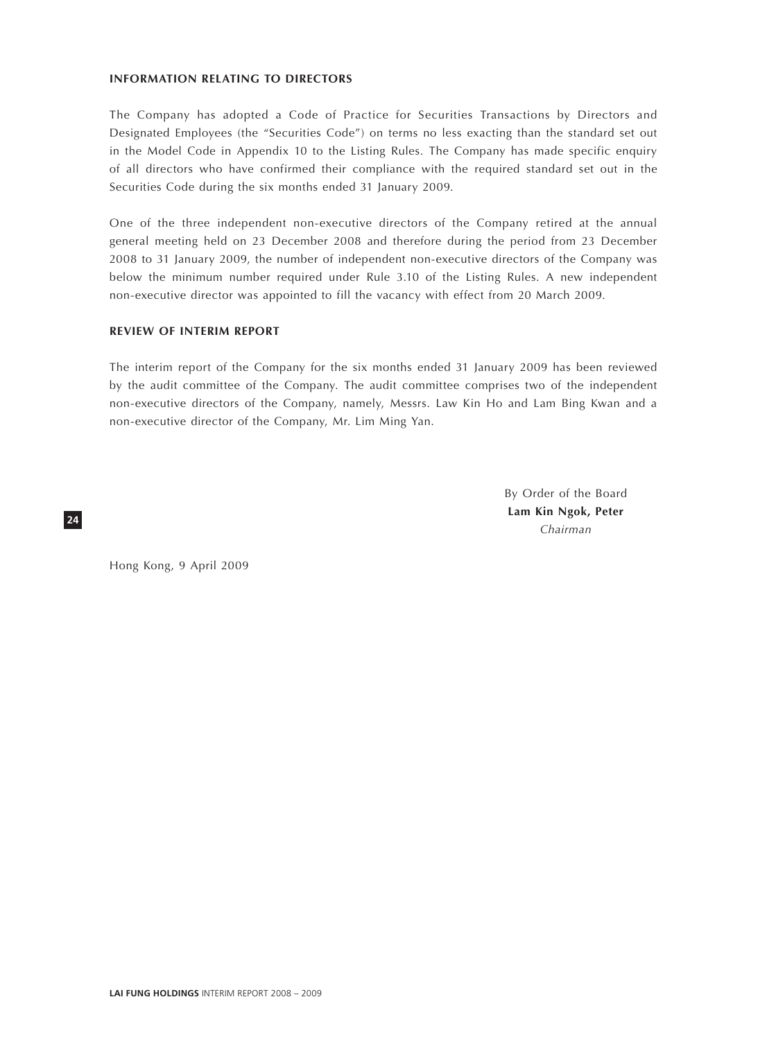## INFORMATION RELATING TO DIRECTORS

The Company has adopted a Code of Practice for Securities Transactions by Directors and Designated Employees (the "Securities Code") on terms no less exacting than the standard set out in the Model Code in Appendix 10 to the Listing Rules. The Company has made specific enquiry of all directors who have confirmed their compliance with the required standard set out in the Securities Code during the six months ended 31 January 2009.

One of the three independent non-executive directors of the Company retired at the annual general meeting held on 23 December 2008 and therefore during the period from 23 December 2008 to 31 January 2009, the number of independent non-executive directors of the Company was below the minimum number required under Rule 3.10 of the Listing Rules. A new independent non-executive director was appointed to fill the vacancy with effect from 20 March 2009.

## REVIEW OF INTERIM REPORT

The interim report of the Company for the six months ended 31 January 2009 has been reviewed by the audit committee of the Company. The audit committee comprises two of the independent non-executive directors of the Company, namely, Messrs. Law Kin Ho and Lam Bing Kwan and a non-executive director of the Company, Mr. Lim Ming Yan.

By Order of the Board
**Lam Kin Ngok, Peter**
*Chairman*

Hong Kong, 9 April 2009